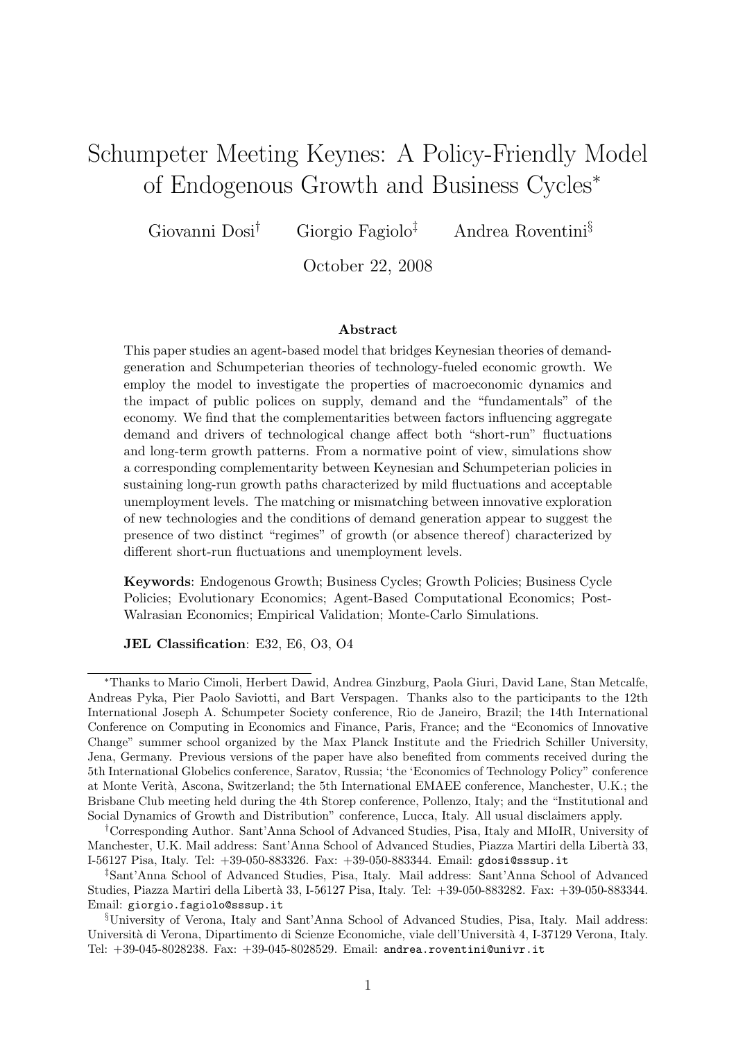# Schumpeter Meeting Keynes: A Policy-Friendly Model of Endogenous Growth and Business Cycles*

Giovanni Dosi† Giorgio Fagiolo‡ Andrea Roventini§

October 22, 2008

## Abstract

This paper studies an agent-based model that bridges Keynesian theories of demand-generation and Schumpeterian theories of technology-fueled economic growth. We employ the model to investigate the properties of macroeconomic dynamics and the impact of public polices on supply, demand and the "fundamentals" of the economy. We find that the complementarities between factors influencing aggregate demand and drivers of technological change affect both "short-run" fluctuations and long-term growth patterns. From a normative point of view, simulations show a corresponding complementarity between Keynesian and Schumpeterian policies in sustaining long-run growth paths characterized by mild fluctuations and acceptable unemployment levels. The matching or mismatching between innovative exploration of new technologies and the conditions of demand generation appear to suggest the presence of two distinct "regimes" of growth (or absence thereof) characterized by different short-run fluctuations and unemployment levels.

**Keywords**: Endogenous Growth; Business Cycles; Growth Policies; Business Cycle Policies; Evolutionary Economics; Agent-Based Computational Economics; Post-Walrasian Economics; Empirical Validation; Monte-Carlo Simulations.

**JEL Classification**: E32, E6, O3, O4

---

*Thanks to Mario Cimoli, Herbert Dawid, Andrea Ginzburg, Paola Giuri, David Lane, Stan Metcalfe, Andreas Pyka, Pier Paolo Saviotti, and Bart Verspagen. Thanks also to the participants to the 12th International Joseph A. Schumpeter Society conference, Rio de Janeiro, Brazil; the 14th International Conference on Computing in Economics and Finance, Paris, France; and the "Economics of Innovative Change" summer school organized by the Max Planck Institute and the Friedrich Schiller University, Jena, Germany. Previous versions of the paper have also benefited from comments received during the 5th International Globelics conference, Saratov, Russia; 'the 'Economics of Technology Policy" conference at Monte Verità, Ascona, Switzerland; the 5th International EMAEE conference, Manchester, U.K.; the Brisbane Club meeting held during the 4th Storep conference, Pollenzo, Italy; and the "Institutional and Social Dynamics of Growth and Distribution" conference, Lucca, Italy. All usual disclaimers apply.

†Corresponding Author. Sant'Anna School of Advanced Studies, Pisa, Italy and MIoIR, University of Manchester, U.K. Mail address: Sant'Anna School of Advanced Studies, Piazza Martiri della Libertà 33, I-56127 Pisa, Italy. Tel: +39-050-883326. Fax: +39-050-883344. Email: gdosi@sssup.it

‡Sant'Anna School of Advanced Studies, Pisa, Italy. Mail address: Sant'Anna School of Advanced Studies, Piazza Martiri della Libertà 33, I-56127 Pisa, Italy. Tel: +39-050-883282. Fax: +39-050-883344. Email: giorgio.fagiolo@sssup.it

§University of Verona, Italy and Sant'Anna School of Advanced Studies, Pisa, Italy. Mail address: Università di Verona, Dipartimento di Scienze Economiche, viale dell'Università 4, I-37129 Verona, Italy. Tel: +39-045-8028238. Fax: +39-045-8028529. Email: andrea.roventini@univr.it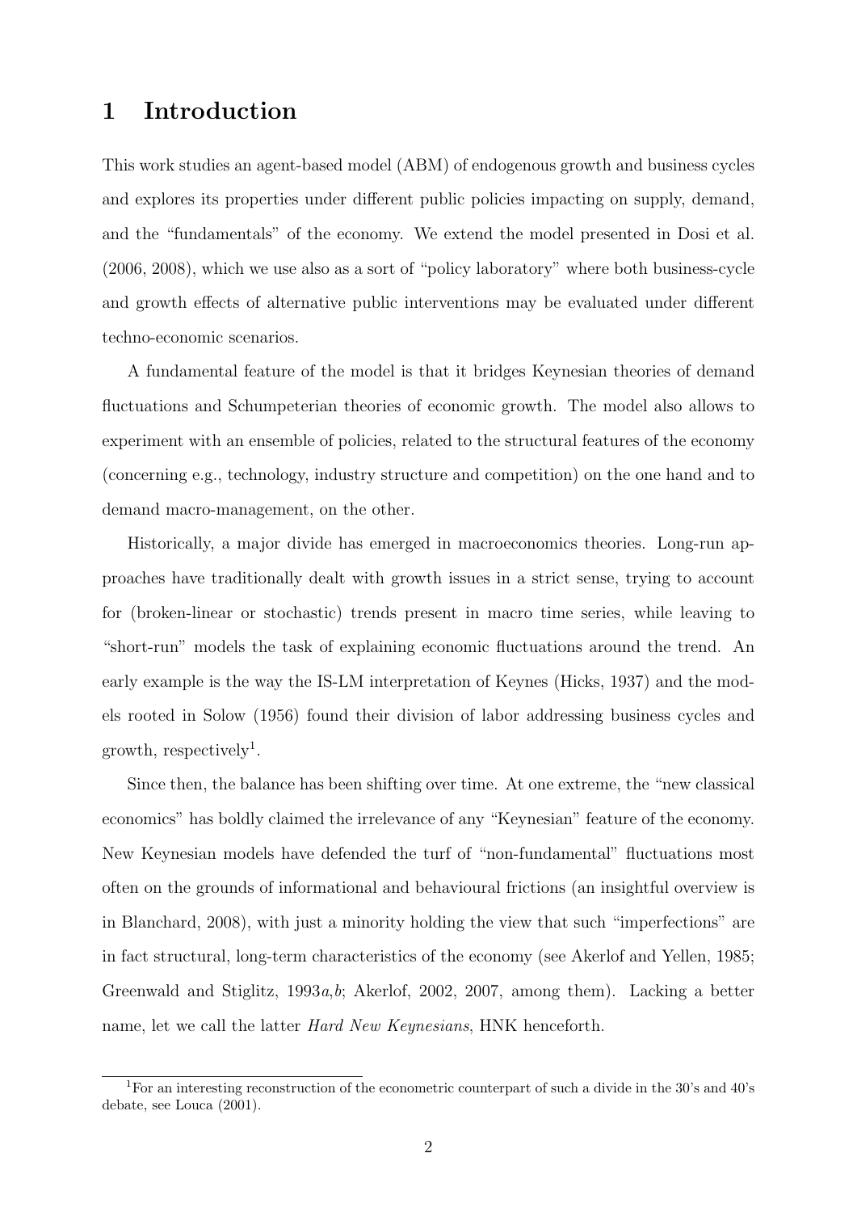# 1 Introduction

This work studies an agent-based model (ABM) of endogenous growth and business cycles and explores its properties under different public policies impacting on supply, demand, and the "fundamentals" of the economy. We extend the model presented in Dosi et al. (2006, 2008), which we use also as a sort of "policy laboratory" where both business-cycle and growth effects of alternative public interventions may be evaluated under different techno-economic scenarios.

A fundamental feature of the model is that it bridges Keynesian theories of demand fluctuations and Schumpeterian theories of economic growth. The model also allows to experiment with an ensemble of policies, related to the structural features of the economy (concerning e.g., technology, industry structure and competition) on the one hand and to demand macro-management, on the other.

Historically, a major divide has emerged in macroeconomics theories. Long-run approaches have traditionally dealt with growth issues in a strict sense, trying to account for (broken-linear or stochastic) trends present in macro time series, while leaving to "short-run" models the task of explaining economic fluctuations around the trend. An early example is the way the IS-LM interpretation of Keynes (Hicks, 1937) and the models rooted in Solow (1956) found their division of labor addressing business cycles and growth, respectively[1].

Since then, the balance has been shifting over time. At one extreme, the "new classical economics" has boldly claimed the irrelevance of any "Keynesian" feature of the economy. New Keynesian models have defended the turf of "non-fundamental" fluctuations most often on the grounds of informational and behavioural frictions (an insightful overview is in Blanchard, 2008), with just a minority holding the view that such "imperfections" are in fact structural, long-term characteristics of the economy (see Akerlof and Yellen, 1985; Greenwald and Stiglitz, 1993*a*,*b*; Akerlof, 2002, 2007, among them). Lacking a better name, let we call the latter *Hard New Keynesians*, HNK henceforth.

[1] For an interesting reconstruction of the econometric counterpart of such a divide in the 30's and 40's debate, see Louca (2001).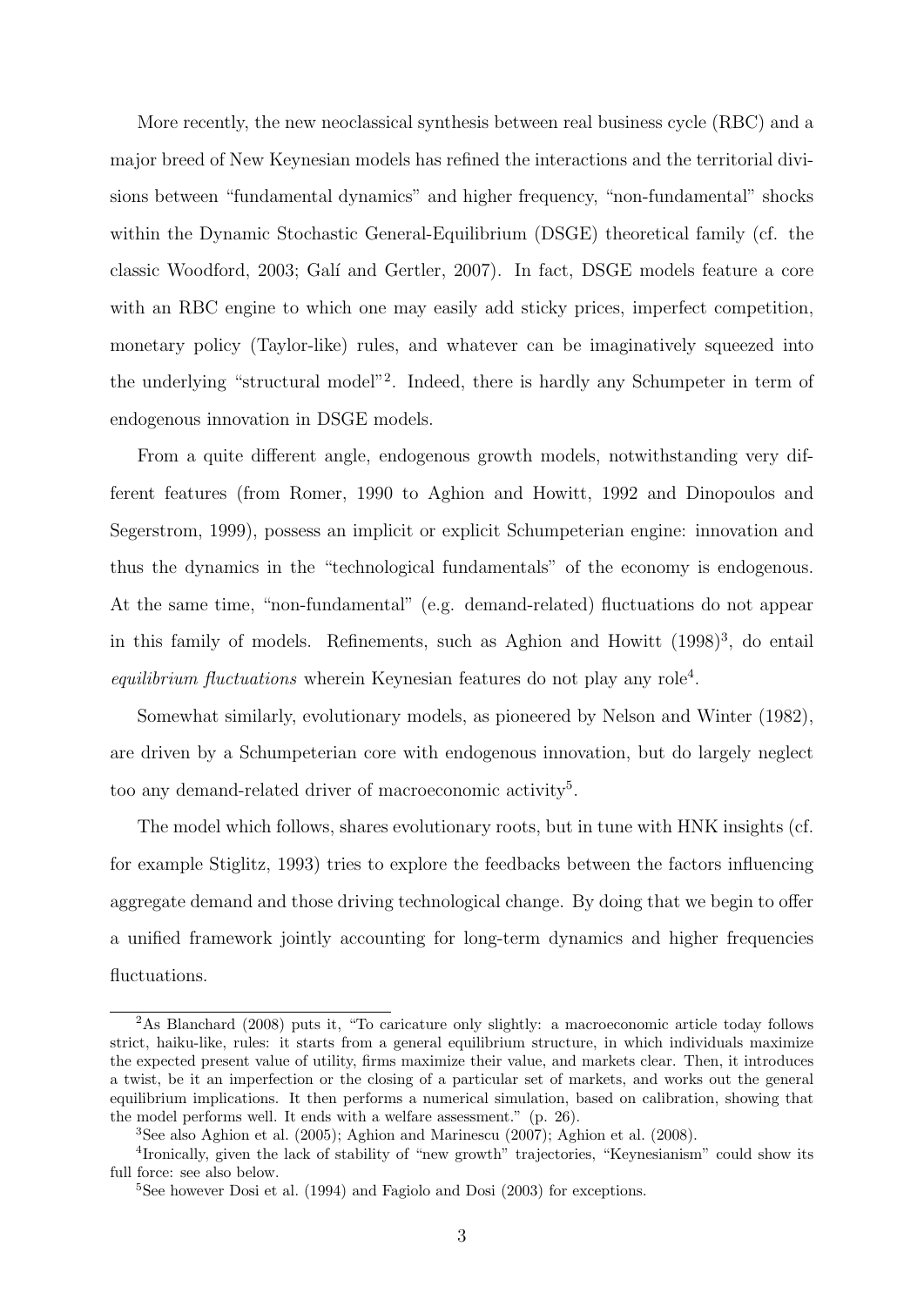More recently, the new neoclassical synthesis between real business cycle (RBC) and a major breed of New Keynesian models has refined the interactions and the territorial divisions between "fundamental dynamics" and higher frequency, "non-fundamental" shocks within the Dynamic Stochastic General-Equilibrium (DSGE) theoretical family (cf. the classic Woodford, 2003; Galí and Gertler, 2007). In fact, DSGE models feature a core with an RBC engine to which one may easily add sticky prices, imperfect competition, monetary policy (Taylor-like) rules, and whatever can be imaginatively squeezed into the underlying "structural model"[2]. Indeed, there is hardly any Schumpeter in term of endogenous innovation in DSGE models.

From a quite different angle, endogenous growth models, notwithstanding very different features (from Romer, 1990 to Aghion and Howitt, 1992 and Dinopoulos and Segerstrom, 1999), possess an implicit or explicit Schumpeterian engine: innovation and thus the dynamics in the "technological fundamentals" of the economy is endogenous. At the same time, "non-fundamental" (e.g. demand-related) fluctuations do not appear in this family of models. Refinements, such as Aghion and Howitt (1998)[3], do entail *equilibrium fluctuations* wherein Keynesian features do not play any role[4].

Somewhat similarly, evolutionary models, as pioneered by Nelson and Winter (1982), are driven by a Schumpeterian core with endogenous innovation, but do largely neglect too any demand-related driver of macroeconomic activity[5].

The model which follows, shares evolutionary roots, but in tune with HNK insights (cf. for example Stiglitz, 1993) tries to explore the feedbacks between the factors influencing aggregate demand and those driving technological change. By doing that we begin to offer a unified framework jointly accounting for long-term dynamics and higher frequencies fluctuations.

---

[2] As Blanchard (2008) puts it, "To caricature only slightly: a macroeconomic article today follows strict, haiku-like, rules: it starts from a general equilibrium structure, in which individuals maximize the expected present value of utility, firms maximize their value, and markets clear. Then, it introduces a twist, be it an imperfection or the closing of a particular set of markets, and works out the general equilibrium implications. It then performs a numerical simulation, based on calibration, showing that the model performs well. It ends with a welfare assessment." (p. 26).

[3] See also Aghion et al. (2005); Aghion and Marinescu (2007); Aghion et al. (2008).

[4] Ironically, given the lack of stability of "new growth" trajectories, "Keynesianism" could show its full force: see also below.

[5] See however Dosi et al. (1994) and Fagiolo and Dosi (2003) for exceptions.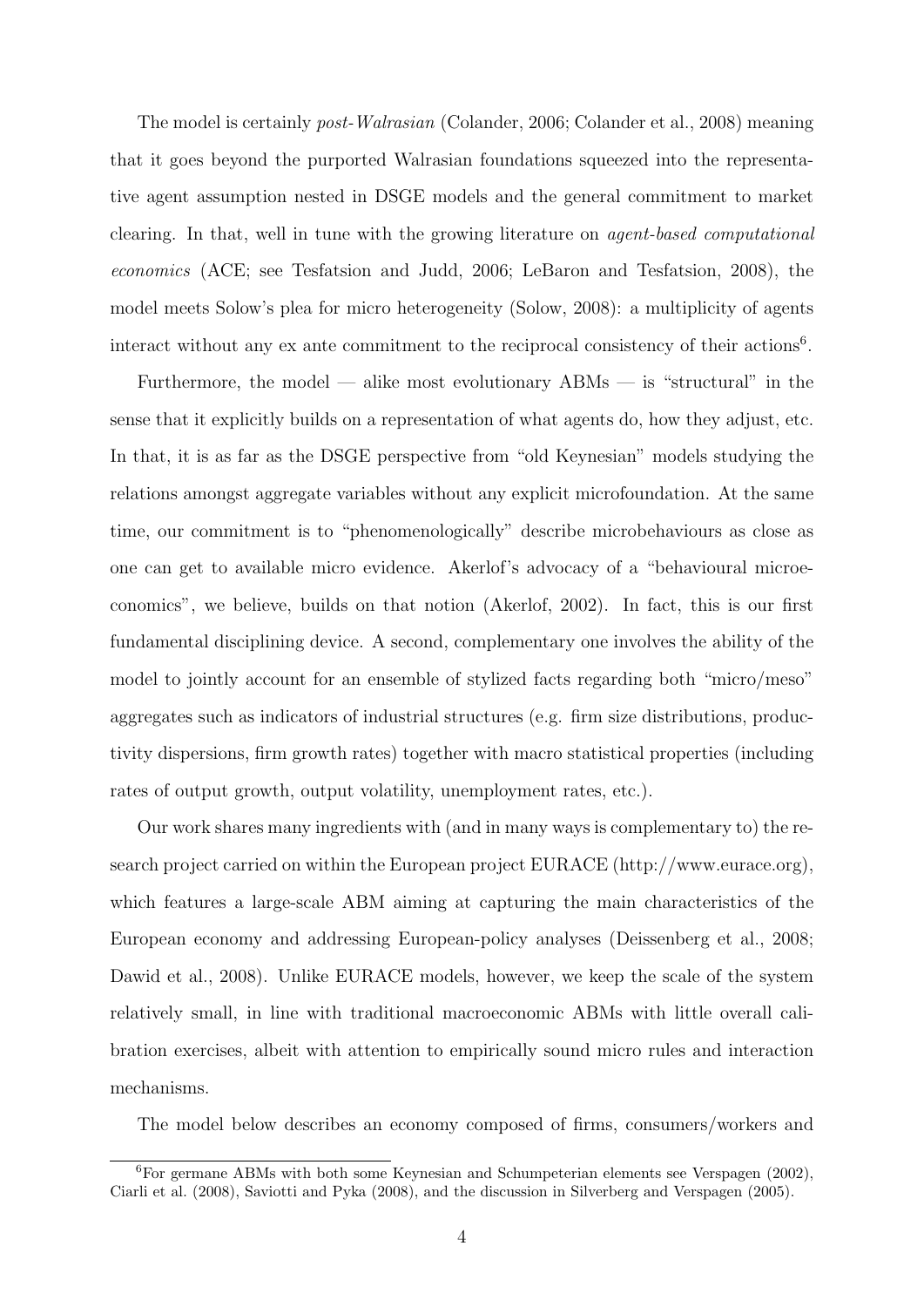The model is certainly *post-Walrasian* (Colander, 2006; Colander et al., 2008) meaning that it goes beyond the purported Walrasian foundations squeezed into the representative agent assumption nested in DSGE models and the general commitment to market clearing. In that, well in tune with the growing literature on *agent-based computational economics* (ACE; see Tesfatsion and Judd, 2006; LeBaron and Tesfatsion, 2008), the model meets Solow's plea for micro heterogeneity (Solow, 2008): a multiplicity of agents interact without any ex ante commitment to the reciprocal consistency of their actions[6].

Furthermore, the model — alike most evolutionary ABMs — is "structural" in the sense that it explicitly builds on a representation of what agents do, how they adjust, etc. In that, it is as far as the DSGE perspective from "old Keynesian" models studying the relations amongst aggregate variables without any explicit microfoundation. At the same time, our commitment is to "phenomenologically" describe microbehaviours as close as one can get to available micro evidence. Akerlof's advocacy of a "behavioural microeconomics", we believe, builds on that notion (Akerlof, 2002). In fact, this is our first fundamental disciplining device. A second, complementary one involves the ability of the model to jointly account for an ensemble of stylized facts regarding both "micro/meso" aggregates such as indicators of industrial structures (e.g. firm size distributions, productivity dispersions, firm growth rates) together with macro statistical properties (including rates of output growth, output volatility, unemployment rates, etc.).

Our work shares many ingredients with (and in many ways is complementary to) the research project carried on within the European project EURACE (http://www.eurace.org), which features a large-scale ABM aiming at capturing the main characteristics of the European economy and addressing European-policy analyses (Deissenberg et al., 2008; Dawid et al., 2008). Unlike EURACE models, however, we keep the scale of the system relatively small, in line with traditional macroeconomic ABMs with little overall calibration exercises, albeit with attention to empirically sound micro rules and interaction mechanisms.

The model below describes an economy composed of firms, consumers/workers and

[6] For germane ABMs with both some Keynesian and Schumpeterian elements see Verspagen (2002), Ciarli et al. (2008), Saviotti and Pyka (2008), and the discussion in Silverberg and Verspagen (2005).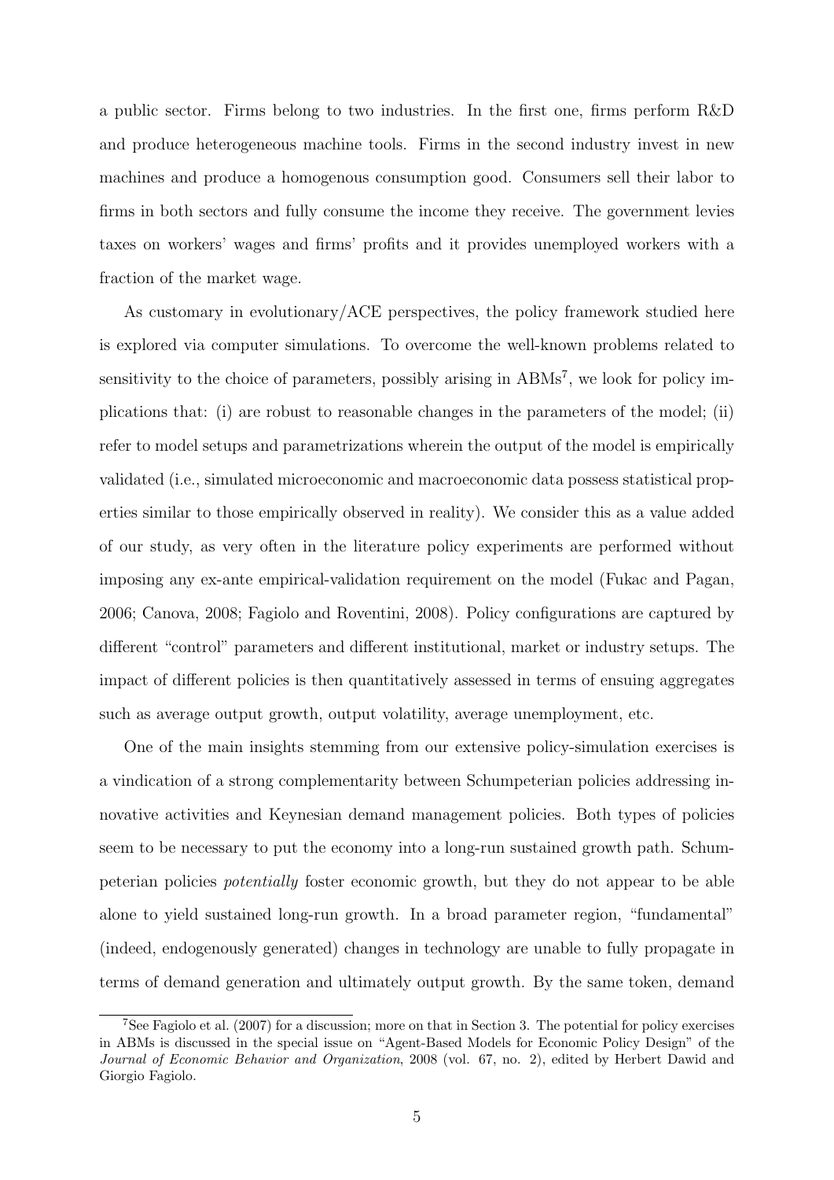a public sector. Firms belong to two industries. In the first one, firms perform R&D and produce heterogeneous machine tools. Firms in the second industry invest in new machines and produce a homogenous consumption good. Consumers sell their labor to firms in both sectors and fully consume the income they receive. The government levies taxes on workers' wages and firms' profits and it provides unemployed workers with a fraction of the market wage.

As customary in evolutionary/ACE perspectives, the policy framework studied here is explored via computer simulations. To overcome the well-known problems related to sensitivity to the choice of parameters, possibly arising in ABMs[7], we look for policy implications that: (i) are robust to reasonable changes in the parameters of the model; (ii) refer to model setups and parametrizations wherein the output of the model is empirically validated (i.e., simulated microeconomic and macroeconomic data possess statistical properties similar to those empirically observed in reality). We consider this as a value added of our study, as very often in the literature policy experiments are performed without imposing any ex-ante empirical-validation requirement on the model (Fukac and Pagan, 2006; Canova, 2008; Fagiolo and Roventini, 2008). Policy configurations are captured by different "control" parameters and different institutional, market or industry setups. The impact of different policies is then quantitatively assessed in terms of ensuing aggregates such as average output growth, output volatility, average unemployment, etc.

One of the main insights stemming from our extensive policy-simulation exercises is a vindication of a strong complementarity between Schumpeterian policies addressing innovative activities and Keynesian demand management policies. Both types of policies seem to be necessary to put the economy into a long-run sustained growth path. Schumpeterian policies *potentially* foster economic growth, but they do not appear to be able alone to yield sustained long-run growth. In a broad parameter region, "fundamental" (indeed, endogenously generated) changes in technology are unable to fully propagate in terms of demand generation and ultimately output growth. By the same token, demand

[7] See Fagiolo et al. (2007) for a discussion; more on that in Section 3. The potential for policy exercises in ABMs is discussed in the special issue on "Agent-Based Models for Economic Policy Design" of the *Journal of Economic Behavior and Organization*, 2008 (vol. 67, no. 2), edited by Herbert Dawid and Giorgio Fagiolo.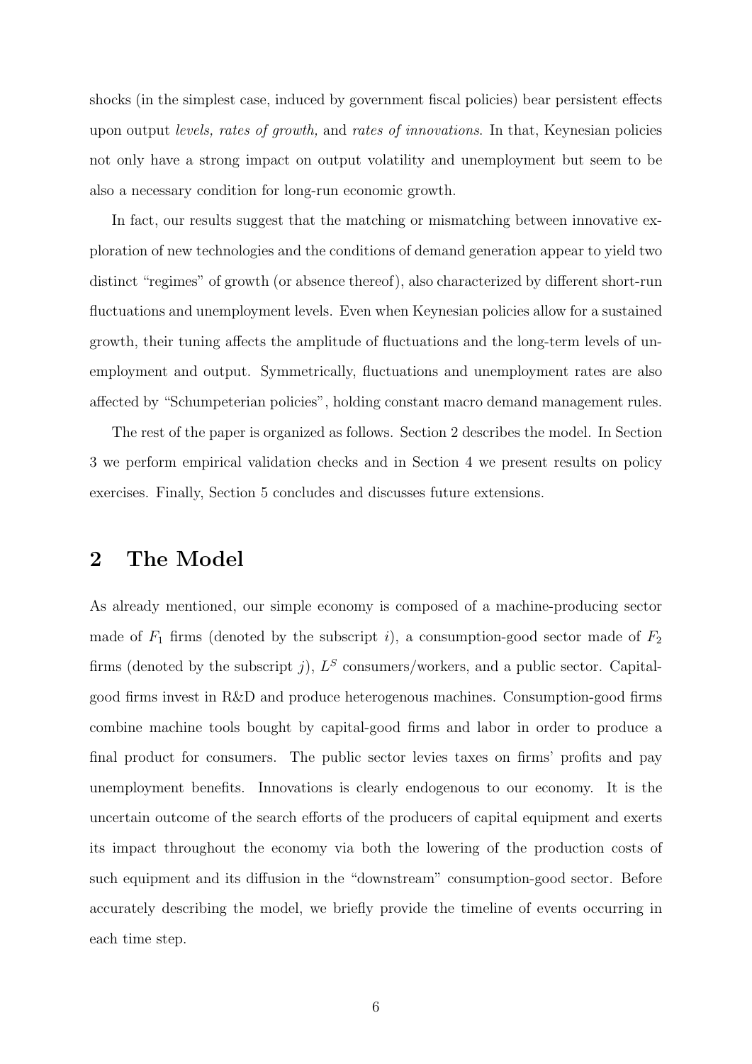shocks (in the simplest case, induced by government fiscal policies) bear persistent effects upon output *levels, rates of growth,* and *rates of innovations*. In that, Keynesian policies not only have a strong impact on output volatility and unemployment but seem to be also a necessary condition for long-run economic growth.

In fact, our results suggest that the matching or mismatching between innovative exploration of new technologies and the conditions of demand generation appear to yield two distinct "regimes" of growth (or absence thereof), also characterized by different short-run fluctuations and unemployment levels. Even when Keynesian policies allow for a sustained growth, their tuning affects the amplitude of fluctuations and the long-term levels of unemployment and output. Symmetrically, fluctuations and unemployment rates are also affected by "Schumpeterian policies", holding constant macro demand management rules.

The rest of the paper is organized as follows. Section 2 describes the model. In Section 3 we perform empirical validation checks and in Section 4 we present results on policy exercises. Finally, Section 5 concludes and discusses future extensions.

## 2 The Model

As already mentioned, our simple economy is composed of a machine-producing sector made of $F_1$ firms (denoted by the subscript $i$), a consumption-good sector made of $F_2$ firms (denoted by the subscript $j$), $L^S$ consumers/workers, and a public sector. Capital-good firms invest in R&D and produce heterogenous machines. Consumption-good firms combine machine tools bought by capital-good firms and labor in order to produce a final product for consumers. The public sector levies taxes on firms' profits and pay unemployment benefits. Innovations is clearly endogenous to our economy. It is the uncertain outcome of the search efforts of the producers of capital equipment and exerts its impact throughout the economy via both the lowering of the production costs of such equipment and its diffusion in the "downstream" consumption-good sector. Before accurately describing the model, we briefly provide the timeline of events occurring in each time step.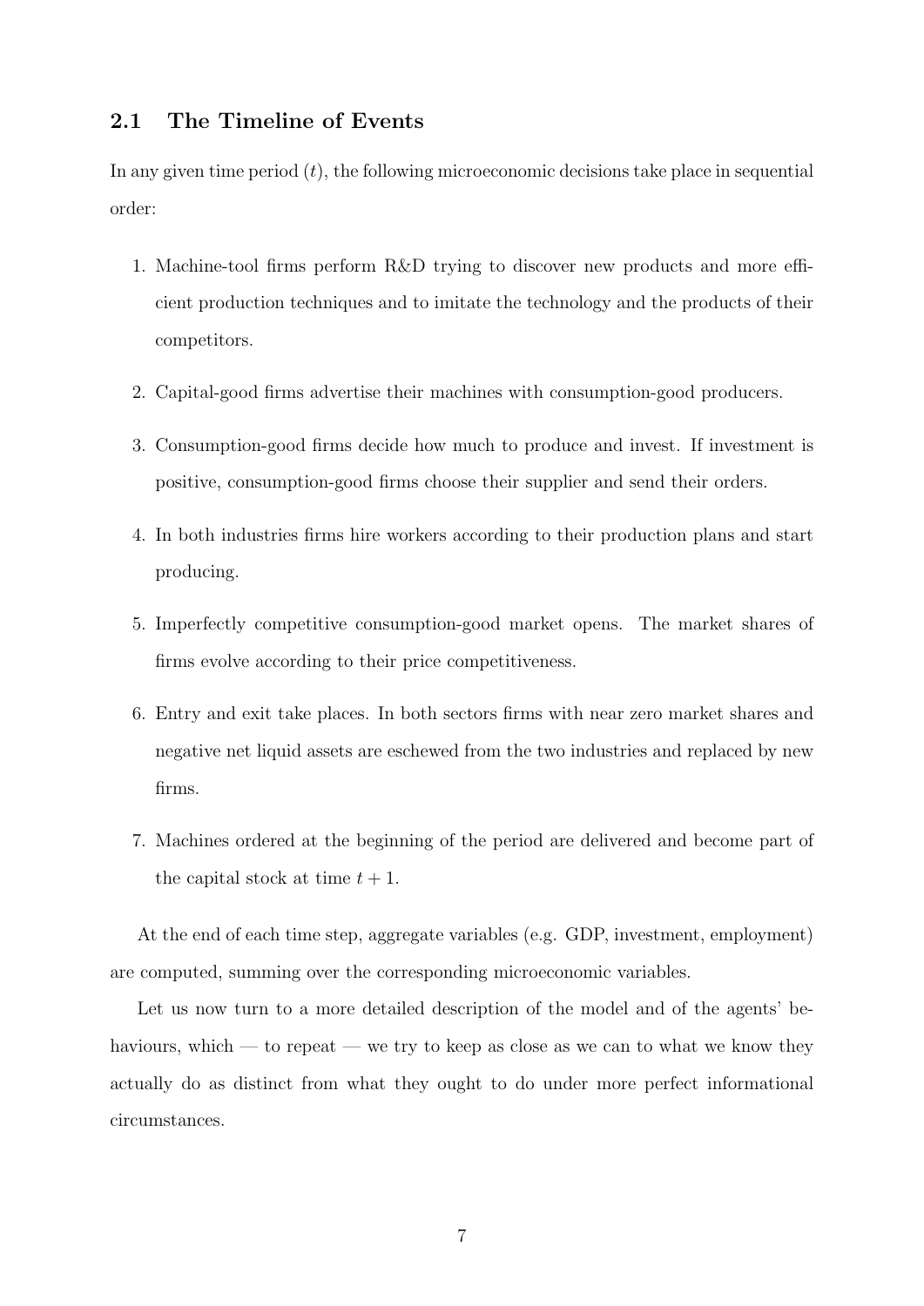## 2.1 The Timeline of Events

In any given time period ($t$), the following microeconomic decisions take place in sequential order:

1. Machine-tool firms perform R&D trying to discover new products and more efficient production techniques and to imitate the technology and the products of their competitors.
2. Capital-good firms advertise their machines with consumption-good producers.
3. Consumption-good firms decide how much to produce and invest. If investment is positive, consumption-good firms choose their supplier and send their orders.
4. In both industries firms hire workers according to their production plans and start producing.
5. Imperfectly competitive consumption-good market opens. The market shares of firms evolve according to their price competitiveness.
6. Entry and exit take places. In both sectors firms with near zero market shares and negative net liquid assets are eschewed from the two industries and replaced by new firms.
7. Machines ordered at the beginning of the period are delivered and become part of the capital stock at time $t + 1$.

At the end of each time step, aggregate variables (e.g. GDP, investment, employment) are computed, summing over the corresponding microeconomic variables.

Let us now turn to a more detailed description of the model and of the agents' behaviours, which — to repeat — we try to keep as close as we can to what we know they actually do as distinct from what they ought to do under more perfect informational circumstances.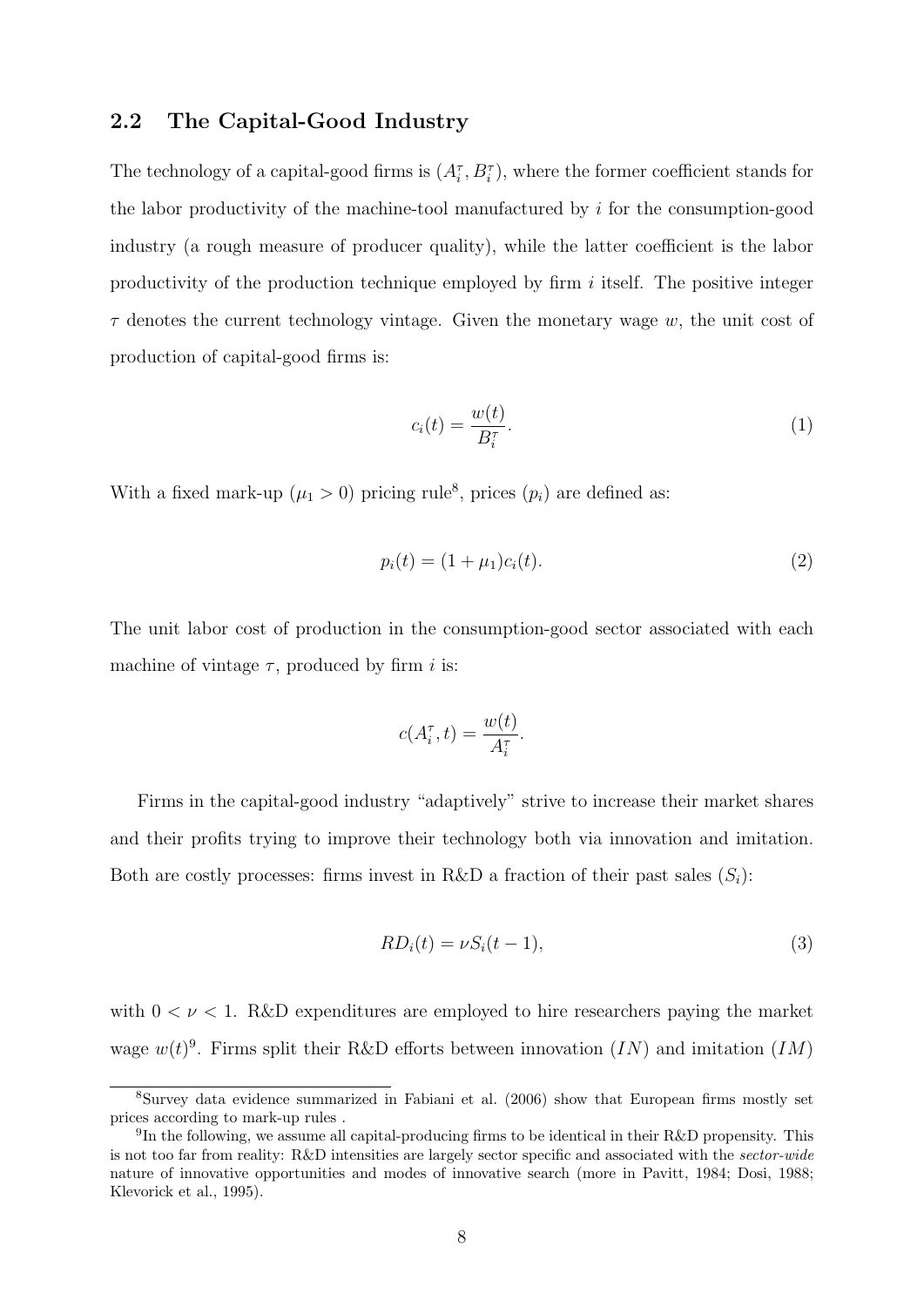## 2.2 The Capital-Good Industry

The technology of a capital-good firms is $(A_i^\tau, B_i^\tau)$, where the former coefficient stands for the labor productivity of the machine-tool manufactured by $i$ for the consumption-good industry (a rough measure of producer quality), while the latter coefficient is the labor productivity of the production technique employed by firm $i$ itself. The positive integer $\tau$ denotes the current technology vintage. Given the monetary wage $w$, the unit cost of production of capital-good firms is:

$$c_i(t) = \frac{w(t)}{B_i^\tau}. \tag{1}$$

With a fixed mark-up ($\mu_1 > 0$) pricing rule[8], prices ($p_i$) are defined as:

$$p_i(t) = (1 + \mu_1) c_i(t). \tag{2}$$

The unit labor cost of production in the consumption-good sector associated with each machine of vintage $\tau$, produced by firm $i$ is:

$$c(A_i^\tau, t) = \frac{w(t)}{A_i^\tau}.$$

Firms in the capital-good industry "adaptively" strive to increase their market shares and their profits trying to improve their technology both via innovation and imitation. Both are costly processes: firms invest in R&D a fraction of their past sales ($S_i$):

$$RD_i(t) = \nu S_i(t-1), \tag{3}$$

with $0 < \nu < 1$. R&D expenditures are employed to hire researchers paying the market wage $w(t)$[9]. Firms split their R&D efforts between innovation ($IN$) and imitation ($IM$)

---

[8] Survey data evidence summarized in Fabiani et al. (2006) show that European firms mostly set prices according to mark-up rules .

[9] In the following, we assume all capital-producing firms to be identical in their R&D propensity. This is not too far from reality: R&D intensities are largely sector specific and associated with the *sector-wide* nature of innovative opportunities and modes of innovative search (more in Pavitt, 1984; Dosi, 1988; Klevorick et al., 1995).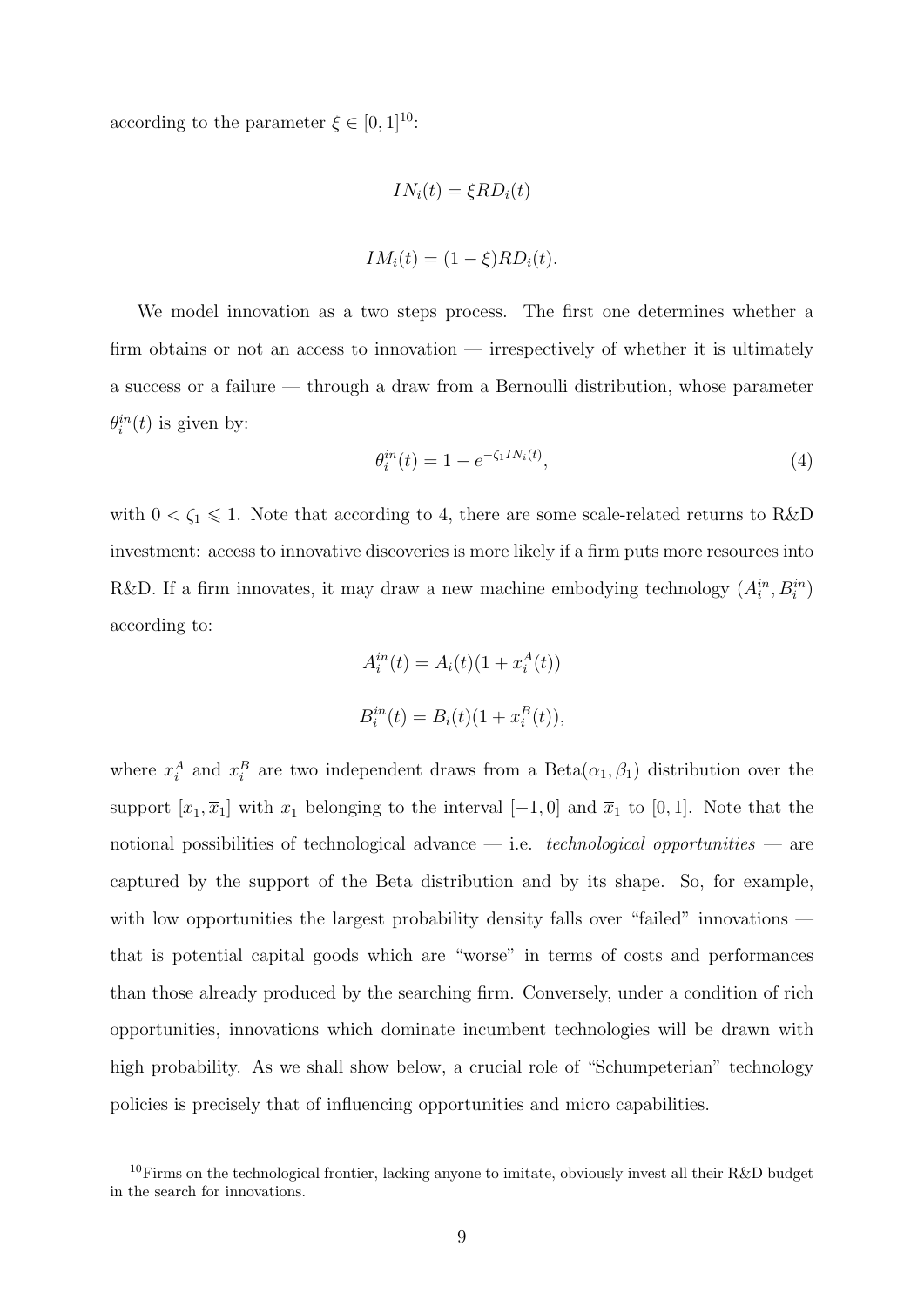according to the parameter $\xi \in [0, 1]$[10]:

$$IN_i(t) = \xi RD_i(t)$$

$$IM_i(t) = (1 - \xi) RD_i(t).$$

We model innovation as a two steps process. The first one determines whether a firm obtains or not an access to innovation — irrespectively of whether it is ultimately a success or a failure — through a draw from a Bernoulli distribution, whose parameter $\theta_i^{in}(t)$ is given by:

$$\theta_i^{in}(t) = 1 - e^{-\zeta_1 IN_i(t)}, \tag{4}$$

with $0 < \zeta_1 \leqslant 1$. Note that according to 4, there are some scale-related returns to R&D investment: access to innovative discoveries is more likely if a firm puts more resources into R&D. If a firm innovates, it may draw a new machine embodying technology $(A_i^{in}, B_i^{in})$ according to:

$$A_i^{in}(t) = A_i(t)(1 + x_i^A(t))$$

$$B_i^{in}(t) = B_i(t)(1 + x_i^B(t)),$$

where $x_i^A$ and $x_i^B$ are two independent draws from a Beta$(\alpha_1, \beta_1)$ distribution over the support $[\underline{x}_1, \overline{x}_1]$ with $\underline{x}_1$ belonging to the interval $[-1, 0]$ and $\overline{x}_1$ to $[0, 1]$. Note that the notional possibilities of technological advance — i.e. *technological opportunities* — are captured by the support of the Beta distribution and by its shape. So, for example, with low opportunities the largest probability density falls over "failed" innovations — that is potential capital goods which are "worse" in terms of costs and performances than those already produced by the searching firm. Conversely, under a condition of rich opportunities, innovations which dominate incumbent technologies will be drawn with high probability. As we shall show below, a crucial role of "Schumpeterian" technology policies is precisely that of influencing opportunities and micro capabilities.

[10] Firms on the technological frontier, lacking anyone to imitate, obviously invest all their R&D budget in the search for innovations.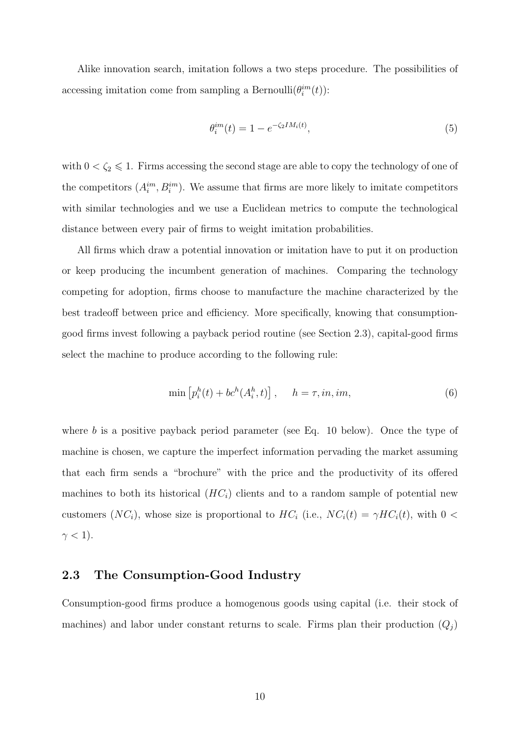Alike innovation search, imitation follows a two steps procedure. The possibilities of accessing imitation come from sampling a Bernoulli($\theta_i^{im}(t)$):

$$\theta_i^{im}(t) = 1 - e^{-\zeta_2 IM_i(t)}, \tag{5}$$

with $0 < \zeta_2 \leqslant 1$. Firms accessing the second stage are able to copy the technology of one of the competitors ($A_i^{im}, B_i^{im}$). We assume that firms are more likely to imitate competitors with similar technologies and we use a Euclidean metrics to compute the technological distance between every pair of firms to weight imitation probabilities.

All firms which draw a potential innovation or imitation have to put it on production or keep producing the incumbent generation of machines. Comparing the technology competing for adoption, firms choose to manufacture the machine characterized by the best tradeoff between price and efficiency. More specifically, knowing that consumption-good firms invest following a payback period routine (see Section 2.3), capital-good firms select the machine to produce according to the following rule:

$$\min \left[ p_i^h(t) + bc^h(A_i^h, t) \right], \qquad h = \tau, in, im, \tag{6}$$

where $b$ is a positive payback period parameter (see Eq. 10 below). Once the type of machine is chosen, we capture the imperfect information pervading the market assuming that each firm sends a "brochure" with the price and the productivity of its offered machines to both its historical ($HC_i$) clients and to a random sample of potential new customers ($NC_i$), whose size is proportional to $HC_i$ (i.e., $NC_i(t) = \gamma HC_i(t)$, with $0 < \gamma < 1$).

## 2.3 The Consumption-Good Industry

Consumption-good firms produce a homogenous goods using capital (i.e. their stock of machines) and labor under constant returns to scale. Firms plan their production ($Q_j$)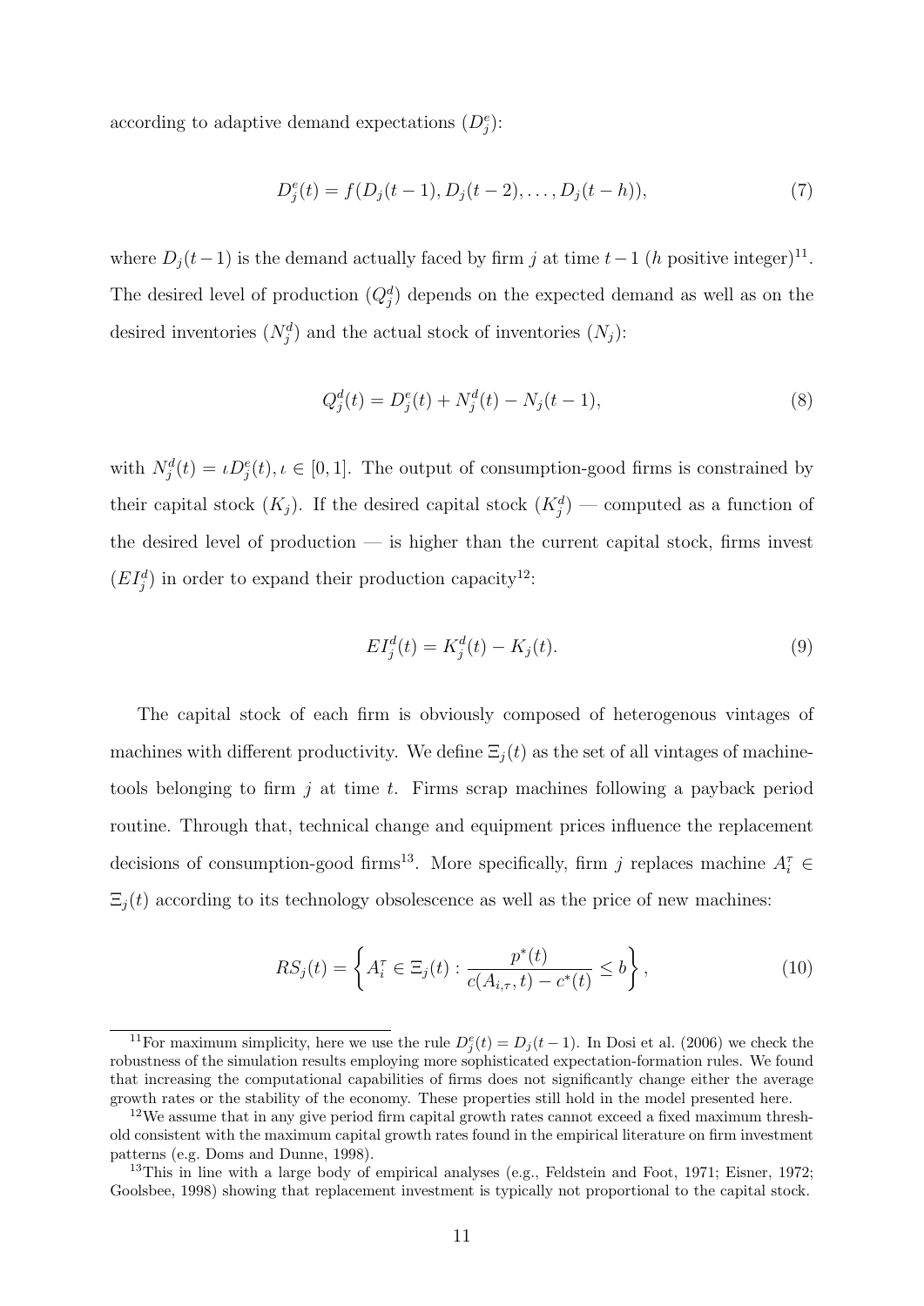according to adaptive demand expectations ($D_j^e$):

$$D_j^e(t) = f(D_j(t-1), D_j(t-2), \ldots, D_j(t-h)), \tag{7}$$

where $D_j(t-1)$ is the demand actually faced by firm $j$ at time $t-1$ ($h$ positive integer)[11]. The desired level of production ($Q_j^d$) depends on the expected demand as well as on the desired inventories ($N_j^d$) and the actual stock of inventories ($N_j$):

$$Q_j^d(t) = D_j^e(t) + N_j^d(t) - N_j(t-1), \tag{8}$$

with $N_j^d(t) = \iota D_j^e(t), \iota \in [0,1]$. The output of consumption-good firms is constrained by their capital stock ($K_j$). If the desired capital stock ($K_j^d$) — computed as a function of the desired level of production — is higher than the current capital stock, firms invest ($EI_j^d$) in order to expand their production capacity[12]:

$$EI_j^d(t) = K_j^d(t) - K_j(t). \tag{9}$$

The capital stock of each firm is obviously composed of heterogenous vintages of machines with different productivity. We define $\Xi_j(t)$ as the set of all vintages of machine-tools belonging to firm $j$ at time $t$. Firms scrap machines following a payback period routine. Through that, technical change and equipment prices influence the replacement decisions of consumption-good firms[13]. More specifically, firm $j$ replaces machine $A_i^\tau \in \Xi_j(t)$ according to its technology obsolescence as well as the price of new machines:

$$RS_j(t) = \left\{ A_i^\tau \in \Xi_j(t) : \frac{p^*(t)}{c(A_{i,\tau}, t) - c^*(t)} \leq b \right\}, \tag{10}$$

---

[11] For maximum simplicity, here we use the rule $D_j^e(t) = D_j(t-1)$. In Dosi et al. (2006) we check the robustness of the simulation results employing more sophisticated expectation-formation rules. We found that increasing the computational capabilities of firms does not significantly change either the average growth rates or the stability of the economy. These properties still hold in the model presented here.

[12] We assume that in any give period firm capital growth rates cannot exceed a fixed maximum threshold consistent with the maximum capital growth rates found in the empirical literature on firm investment patterns (e.g. Doms and Dunne, 1998).

[13] This in line with a large body of empirical analyses (e.g., Feldstein and Foot, 1971; Eisner, 1972; Goolsbee, 1998) showing that replacement investment is typically not proportional to the capital stock.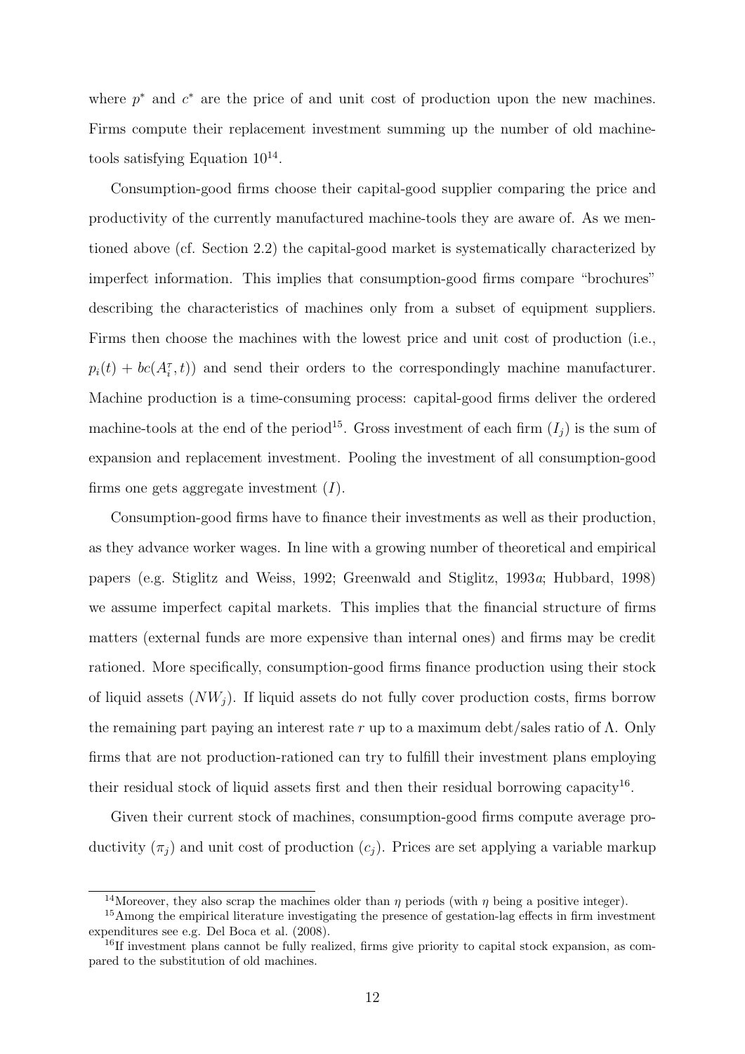where $p^*$ and $c^*$ are the price of and unit cost of production upon the new machines. Firms compute their replacement investment summing up the number of old machine-tools satisfying Equation 10[14].

Consumption-good firms choose their capital-good supplier comparing the price and productivity of the currently manufactured machine-tools they are aware of. As we mentioned above (cf. Section 2.2) the capital-good market is systematically characterized by imperfect information. This implies that consumption-good firms compare "brochures" describing the characteristics of machines only from a subset of equipment suppliers. Firms then choose the machines with the lowest price and unit cost of production (i.e., $p_i(t) + bc(A_i^\tau, t)$) and send their orders to the correspondingly machine manufacturer. Machine production is a time-consuming process: capital-good firms deliver the ordered machine-tools at the end of the period[15]. Gross investment of each firm ($I_j$) is the sum of expansion and replacement investment. Pooling the investment of all consumption-good firms one gets aggregate investment ($I$).

Consumption-good firms have to finance their investments as well as their production, as they advance worker wages. In line with a growing number of theoretical and empirical papers (e.g. Stiglitz and Weiss, 1992; Greenwald and Stiglitz, 1993*a*; Hubbard, 1998) we assume imperfect capital markets. This implies that the financial structure of firms matters (external funds are more expensive than internal ones) and firms may be credit rationed. More specifically, consumption-good firms finance production using their stock of liquid assets ($NW_j$). If liquid assets do not fully cover production costs, firms borrow the remaining part paying an interest rate $r$ up to a maximum debt/sales ratio of $\Lambda$. Only firms that are not production-rationed can try to fulfill their investment plans employing their residual stock of liquid assets first and then their residual borrowing capacity[16].

Given their current stock of machines, consumption-good firms compute average productivity ($\pi_j$) and unit cost of production ($c_j$). Prices are set applying a variable markup

---

[14] Moreover, they also scrap the machines older than $\eta$ periods (with $\eta$ being a positive integer).

[15] Among the empirical literature investigating the presence of gestation-lag effects in firm investment expenditures see e.g. Del Boca et al. (2008).

[16] If investment plans cannot be fully realized, firms give priority to capital stock expansion, as compared to the substitution of old machines.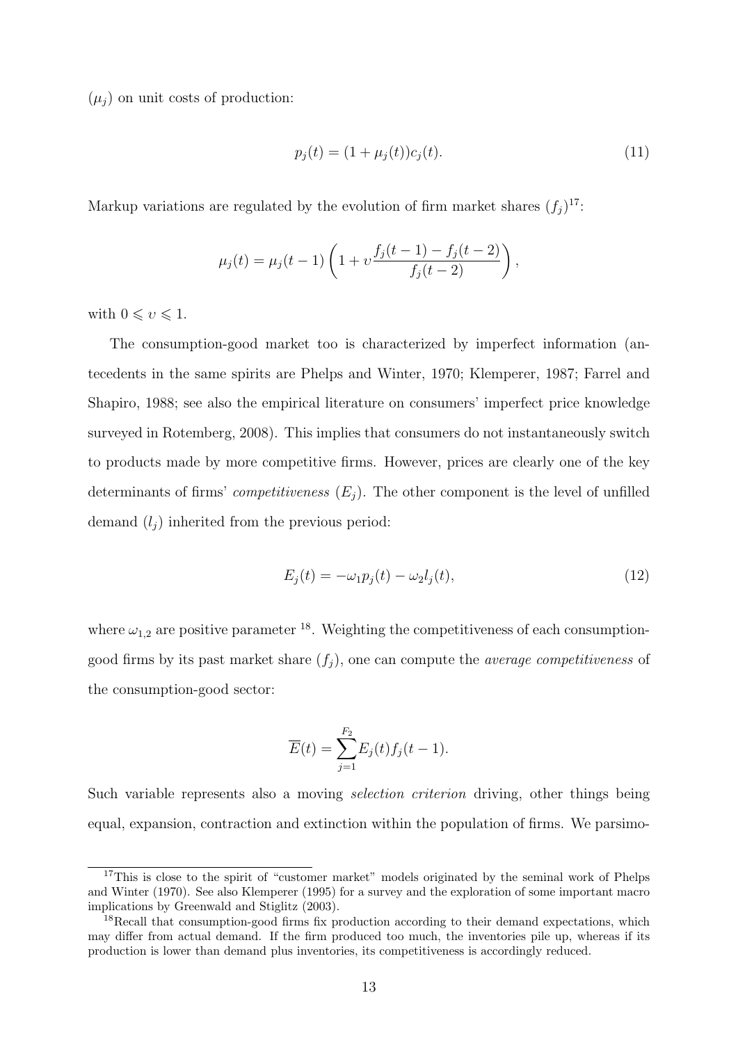($\mu_j$) on unit costs of production:

$$p_j(t) = (1 + \mu_j(t))c_j(t). \tag{11}$$

Markup variations are regulated by the evolution of firm market shares ($f_j$)[17]:

$$\mu_j(t) = \mu_j(t-1)\left(1 + \upsilon \frac{f_j(t-1) - f_j(t-2)}{f_j(t-2)}\right),$$

with $0 \leqslant \upsilon \leqslant 1$.

The consumption-good market too is characterized by imperfect information (antecedents in the same spirits are Phelps and Winter, 1970; Klemperer, 1987; Farrel and Shapiro, 1988; see also the empirical literature on consumers' imperfect price knowledge surveyed in Rotemberg, 2008). This implies that consumers do not instantaneously switch to products made by more competitive firms. However, prices are clearly one of the key determinants of firms' *competitiveness* ($E_j$). The other component is the level of unfilled demand ($l_j$) inherited from the previous period:

$$E_j(t) = -\omega_1 p_j(t) - \omega_2 l_j(t), \tag{12}$$

where $\omega_{1,2}$ are positive parameter [18]. Weighting the competitiveness of each consumption-good firms by its past market share ($f_j$), one can compute the *average competitiveness* of the consumption-good sector:

$$\overline{E}(t) = \sum_{j=1}^{F_2} E_j(t) f_j(t-1).$$

Such variable represents also a moving *selection criterion* driving, other things being equal, expansion, contraction and extinction within the population of firms. We parsimo-

---

[17] This is close to the spirit of "customer market" models originated by the seminal work of Phelps and Winter (1970). See also Klemperer (1995) for a survey and the exploration of some important macro implications by Greenwald and Stiglitz (2003).

[18] Recall that consumption-good firms fix production according to their demand expectations, which may differ from actual demand. If the firm produced too much, the inventories pile up, whereas if its production is lower than demand plus inventories, its competitiveness is accordingly reduced.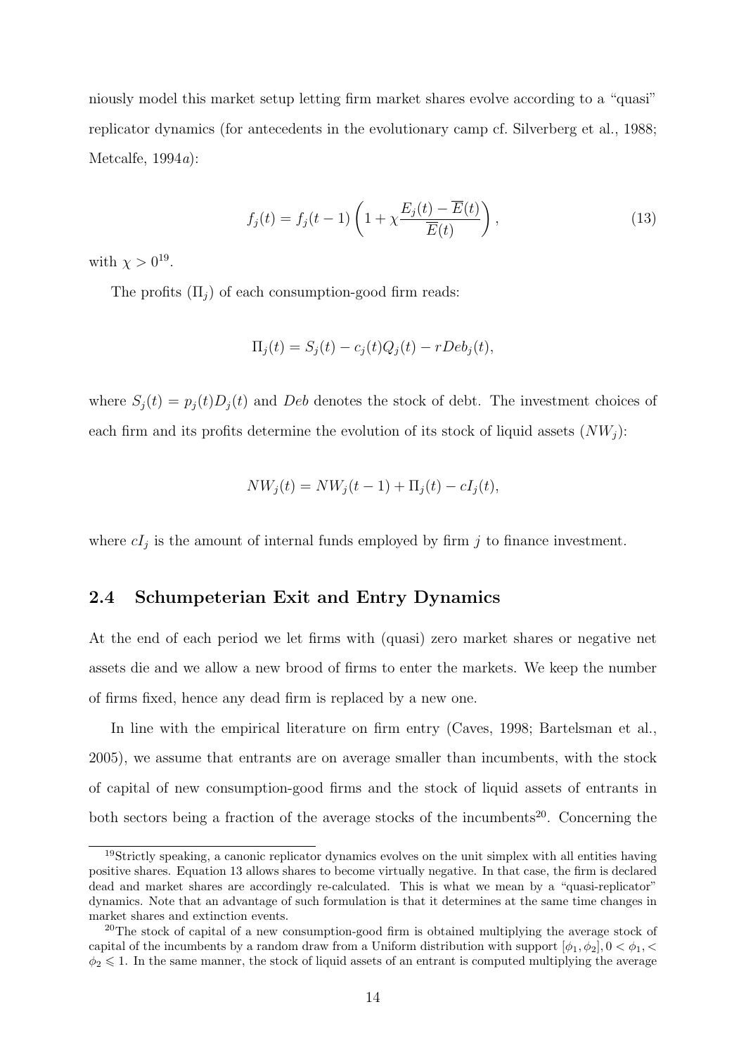niously model this market setup letting firm market shares evolve according to a "quasi" replicator dynamics (for antecedents in the evolutionary camp cf. Silverberg et al., 1988; Metcalfe, 1994*a*):

$$f_j(t) = f_j(t-1)\left(1 + \chi \frac{E_j(t) - \overline{E}(t)}{\overline{E}(t)}\right), \tag{13}$$

with $\chi > 0$[19].

The profits ($\Pi_j$) of each consumption-good firm reads:

$$\Pi_j(t) = S_j(t) - c_j(t)Q_j(t) - rDeb_j(t),$$

where $S_j(t) = p_j(t)D_j(t)$ and $Deb$ denotes the stock of debt. The investment choices of each firm and its profits determine the evolution of its stock of liquid assets ($NW_j$):

$$NW_j(t) = NW_j(t-1) + \Pi_j(t) - cI_j(t),$$

where $cI_j$ is the amount of internal funds employed by firm $j$ to finance investment.

## 2.4 Schumpeterian Exit and Entry Dynamics

At the end of each period we let firms with (quasi) zero market shares or negative net assets die and we allow a new brood of firms to enter the markets. We keep the number of firms fixed, hence any dead firm is replaced by a new one.

In line with the empirical literature on firm entry (Caves, 1998; Bartelsman et al., 2005), we assume that entrants are on average smaller than incumbents, with the stock of capital of new consumption-good firms and the stock of liquid assets of entrants in both sectors being a fraction of the average stocks of the incumbents[20]. Concerning the

[19] Strictly speaking, a canonic replicator dynamics evolves on the unit simplex with all entities having positive shares. Equation 13 allows shares to become virtually negative. In that case, the firm is declared dead and market shares are accordingly re-calculated. This is what we mean by a "quasi-replicator" dynamics. Note that an advantage of such formulation is that it determines at the same time changes in market shares and extinction events.

[20] The stock of capital of a new consumption-good firm is obtained multiplying the average stock of capital of the incumbents by a random draw from a Uniform distribution with support $[\phi_1, \phi_2], 0 < \phi_1, < \phi_2 \leqslant 1$. In the same manner, the stock of liquid assets of an entrant is computed multiplying the average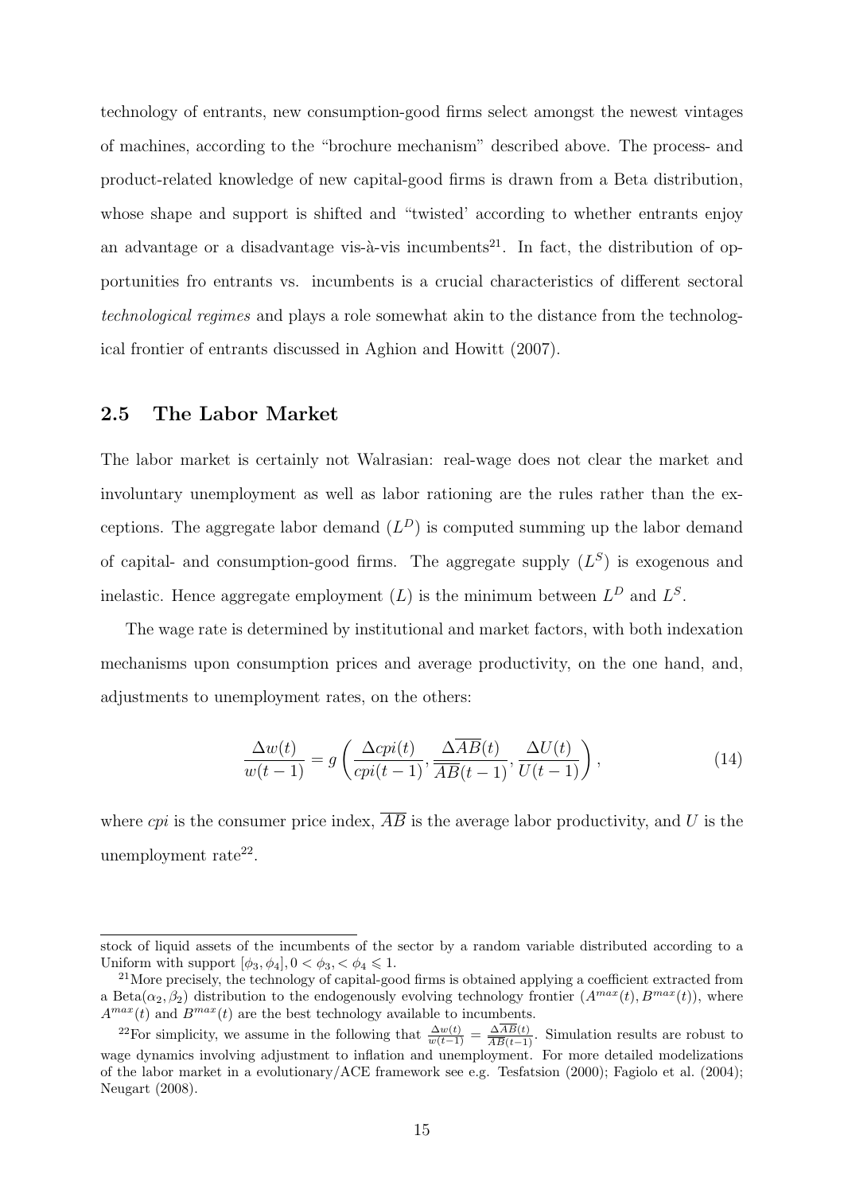technology of entrants, new consumption-good firms select amongst the newest vintages of machines, according to the "brochure mechanism" described above. The process- and product-related knowledge of new capital-good firms is drawn from a Beta distribution, whose shape and support is shifted and "twisted' according to whether entrants enjoy an advantage or a disadvantage vis-à-vis incumbents[21]. In fact, the distribution of opportunities fro entrants vs. incumbents is a crucial characteristics of different sectoral *technological regimes* and plays a role somewhat akin to the distance from the technological frontier of entrants discussed in Aghion and Howitt (2007).

## 2.5 The Labor Market

The labor market is certainly not Walrasian: real-wage does not clear the market and involuntary unemployment as well as labor rationing are the rules rather than the exceptions. The aggregate labor demand ($L^D$) is computed summing up the labor demand of capital- and consumption-good firms. The aggregate supply ($L^S$) is exogenous and inelastic. Hence aggregate employment ($L$) is the minimum between $L^D$ and $L^S$.

The wage rate is determined by institutional and market factors, with both indexation mechanisms upon consumption prices and average productivity, on the one hand, and, adjustments to unemployment rates, on the others:

$$\frac{\Delta w(t)}{w(t-1)} = g\left(\frac{\Delta cpi(t)}{cpi(t-1)}, \frac{\Delta \overline{AB}(t)}{\overline{AB}(t-1)}, \frac{\Delta U(t)}{U(t-1)}\right), \tag{14}$$

where $cpi$ is the consumer price index, $\overline{AB}$ is the average labor productivity, and $U$ is the unemployment rate[22].

---

stock of liquid assets of the incumbents of the sector by a random variable distributed according to a Uniform with support $[\phi_3, \phi_4], 0 < \phi_3, < \phi_4 \leqslant 1$.

[21] More precisely, the technology of capital-good firms is obtained applying a coefficient extracted from a Beta$(\alpha_2, \beta_2)$ distribution to the endogenously evolving technology frontier $(A^{max}(t), B^{max}(t))$, where $A^{max}(t)$ and $B^{max}(t)$ are the best technology available to incumbents.

[22] For simplicity, we assume in the following that $\frac{\Delta w(t)}{w(t-1)} = \frac{\Delta \overline{AB}(t)}{\overline{AB}(t-1)}$. Simulation results are robust to wage dynamics involving adjustment to inflation and unemployment. For more detailed modelizations of the labor market in a evolutionary/ACE framework see e.g. Tesfatsion (2000); Fagiolo et al. (2004); Neugart (2008).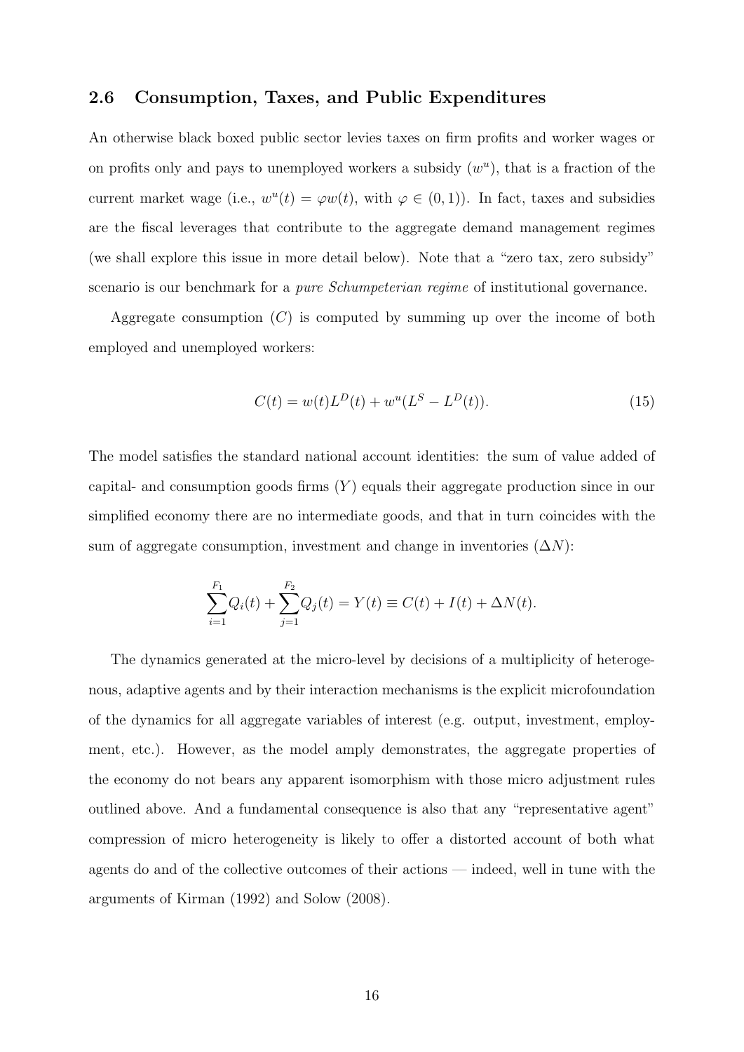## 2.6 Consumption, Taxes, and Public Expenditures

An otherwise black boxed public sector levies taxes on firm profits and worker wages or on profits only and pays to unemployed workers a subsidy ($w^u$), that is a fraction of the current market wage (i.e., $w^u(t) = \varphi w(t)$, with $\varphi \in (0, 1)$). In fact, taxes and subsidies are the fiscal leverages that contribute to the aggregate demand management regimes (we shall explore this issue in more detail below). Note that a "zero tax, zero subsidy" scenario is our benchmark for a *pure Schumpeterian regime* of institutional governance.

Aggregate consumption ($C$) is computed by summing up over the income of both employed and unemployed workers:

$$C(t) = w(t)L^D(t) + w^u(L^S - L^D(t)). \tag{15}$$

The model satisfies the standard national account identities: the sum of value added of capital- and consumption goods firms ($Y$) equals their aggregate production since in our simplified economy there are no intermediate goods, and that in turn coincides with the sum of aggregate consumption, investment and change in inventories ($\Delta N$):

$$\sum_{i=1}^{F_1} Q_i(t) + \sum_{j=1}^{F_2} Q_j(t) = Y(t) \equiv C(t) + I(t) + \Delta N(t).$$

The dynamics generated at the micro-level by decisions of a multiplicity of heterogenous, adaptive agents and by their interaction mechanisms is the explicit microfoundation of the dynamics for all aggregate variables of interest (e.g. output, investment, employment, etc.). However, as the model amply demonstrates, the aggregate properties of the economy do not bears any apparent isomorphism with those micro adjustment rules outlined above. And a fundamental consequence is also that any "representative agent" compression of micro heterogeneity is likely to offer a distorted account of both what agents do and of the collective outcomes of their actions — indeed, well in tune with the arguments of Kirman (1992) and Solow (2008).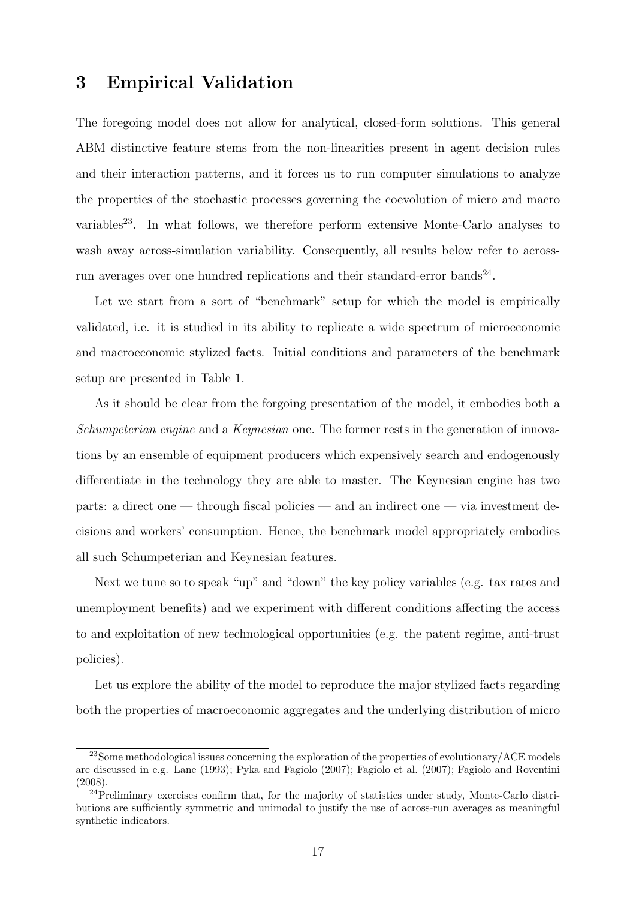# 3 Empirical Validation

The foregoing model does not allow for analytical, closed-form solutions. This general ABM distinctive feature stems from the non-linearities present in agent decision rules and their interaction patterns, and it forces us to run computer simulations to analyze the properties of the stochastic processes governing the coevolution of micro and macro variables[23]. In what follows, we therefore perform extensive Monte-Carlo analyses to wash away across-simulation variability. Consequently, all results below refer to across-run averages over one hundred replications and their standard-error bands[24].

Let we start from a sort of "benchmark" setup for which the model is empirically validated, i.e. it is studied in its ability to replicate a wide spectrum of microeconomic and macroeconomic stylized facts. Initial conditions and parameters of the benchmark setup are presented in Table 1.

As it should be clear from the forgoing presentation of the model, it embodies both a *Schumpeterian engine* and a *Keynesian* one. The former rests in the generation of innovations by an ensemble of equipment producers which expensively search and endogenously differentiate in the technology they are able to master. The Keynesian engine has two parts: a direct one — through fiscal policies — and an indirect one — via investment decisions and workers' consumption. Hence, the benchmark model appropriately embodies all such Schumpeterian and Keynesian features.

Next we tune so to speak "up" and "down" the key policy variables (e.g. tax rates and unemployment benefits) and we experiment with different conditions affecting the access to and exploitation of new technological opportunities (e.g. the patent regime, anti-trust policies).

Let us explore the ability of the model to reproduce the major stylized facts regarding both the properties of macroeconomic aggregates and the underlying distribution of micro

[23] Some methodological issues concerning the exploration of the properties of evolutionary/ACE models are discussed in e.g. Lane (1993); Pyka and Fagiolo (2007); Fagiolo et al. (2007); Fagiolo and Roventini (2008).

[24] Preliminary exercises confirm that, for the majority of statistics under study, Monte-Carlo distributions are sufficiently symmetric and unimodal to justify the use of across-run averages as meaningful synthetic indicators.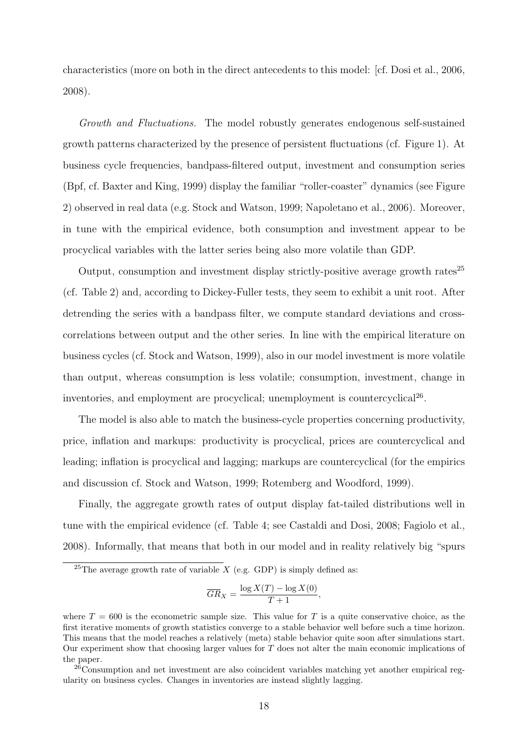characteristics (more on both in the direct antecedents to this model: [cf. Dosi et al., 2006, 2008).

*Growth and Fluctuations.* The model robustly generates endogenous self-sustained growth patterns characterized by the presence of persistent fluctuations (cf. Figure 1). At business cycle frequencies, bandpass-filtered output, investment and consumption series (Bpf, cf. Baxter and King, 1999) display the familiar "roller-coaster" dynamics (see Figure 2) observed in real data (e.g. Stock and Watson, 1999; Napoletano et al., 2006). Moreover, in tune with the empirical evidence, both consumption and investment appear to be procyclical variables with the latter series being also more volatile than GDP.

Output, consumption and investment display strictly-positive average growth rates[25] (cf. Table 2) and, according to Dickey-Fuller tests, they seem to exhibit a unit root. After detrending the series with a bandpass filter, we compute standard deviations and cross-correlations between output and the other series. In line with the empirical literature on business cycles (cf. Stock and Watson, 1999), also in our model investment is more volatile than output, whereas consumption is less volatile; consumption, investment, change in inventories, and employment are procyclical; unemployment is countercyclical[26].

The model is also able to match the business-cycle properties concerning productivity, price, inflation and markups: productivity is procyclical, prices are countercyclical and leading; inflation is procyclical and lagging; markups are countercyclical (for the empirics and discussion cf. Stock and Watson, 1999; Rotemberg and Woodford, 1999).

Finally, the aggregate growth rates of output display fat-tailed distributions well in tune with the empirical evidence (cf. Table 4; see Castaldi and Dosi, 2008; Fagiolo et al., 2008). Informally, that means that both in our model and in reality relatively big "spurs

---

[25] The average growth rate of variable $X$ (e.g. GDP) is simply defined as:

$$\overline{GR}_X = \frac{\log X(T) - \log X(0)}{T+1},$$

where $T = 600$ is the econometric sample size. This value for $T$ is a quite conservative choice, as the first iterative moments of growth statistics converge to a stable behavior well before such a time horizon. This means that the model reaches a relatively (meta) stable behavior quite soon after simulations start. Our experiment show that choosing larger values for $T$ does not alter the main economic implications of the paper.

[26] Consumption and net investment are also coincident variables matching yet another empirical regularity on business cycles. Changes in inventories are instead slightly lagging.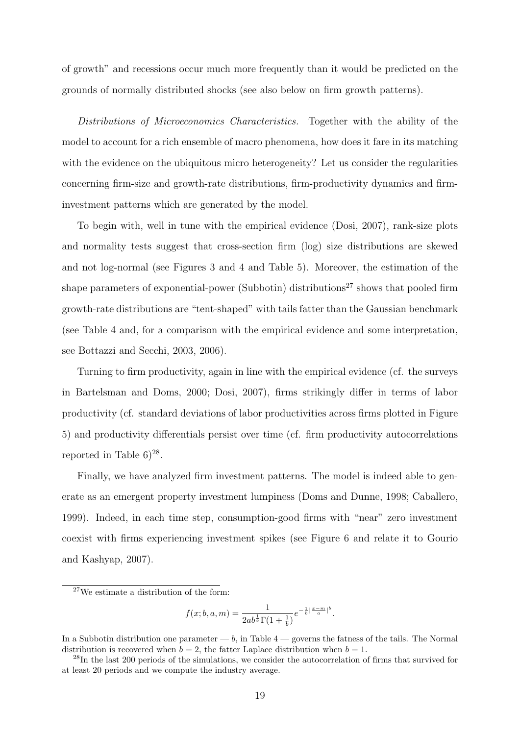of growth" and recessions occur much more frequently than it would be predicted on the grounds of normally distributed shocks (see also below on firm growth patterns).

*Distributions of Microeconomics Characteristics.* Together with the ability of the model to account for a rich ensemble of macro phenomena, how does it fare in its matching with the evidence on the ubiquitous micro heterogeneity? Let us consider the regularities concerning firm-size and growth-rate distributions, firm-productivity dynamics and firm-investment patterns which are generated by the model.

To begin with, well in tune with the empirical evidence (Dosi, 2007), rank-size plots and normality tests suggest that cross-section firm (log) size distributions are skewed and not log-normal (see Figures 3 and 4 and Table 5). Moreover, the estimation of the shape parameters of exponential-power (Subbotin) distributions[27] shows that pooled firm growth-rate distributions are "tent-shaped" with tails fatter than the Gaussian benchmark (see Table 4 and, for a comparison with the empirical evidence and some interpretation, see Bottazzi and Secchi, 2003, 2006).

Turning to firm productivity, again in line with the empirical evidence (cf. the surveys in Bartelsman and Doms, 2000; Dosi, 2007), firms strikingly differ in terms of labor productivity (cf. standard deviations of labor productivities across firms plotted in Figure 5) and productivity differentials persist over time (cf. firm productivity autocorrelations reported in Table 6)[28].

Finally, we have analyzed firm investment patterns. The model is indeed able to generate as an emergent property investment lumpiness (Doms and Dunne, 1998; Caballero, 1999). Indeed, in each time step, consumption-good firms with "near" zero investment coexist with firms experiencing investment spikes (see Figure 6 and relate it to Gourio and Kashyap, 2007).

---

[27] We estimate a distribution of the form:

$$f(x; b, a, m) = \frac{1}{2ab^{\frac{1}{b}}\Gamma(1+\frac{1}{b})} e^{-\frac{1}{b}\left|\frac{x-m}{a}\right|^{b}}.$$

In a Subbotin distribution one parameter — $b$, in Table 4 — governs the fatness of the tails. The Normal distribution is recovered when $b = 2$, the fatter Laplace distribution when $b = 1$.

[28] In the last 200 periods of the simulations, we consider the autocorrelation of firms that survived for at least 20 periods and we compute the industry average.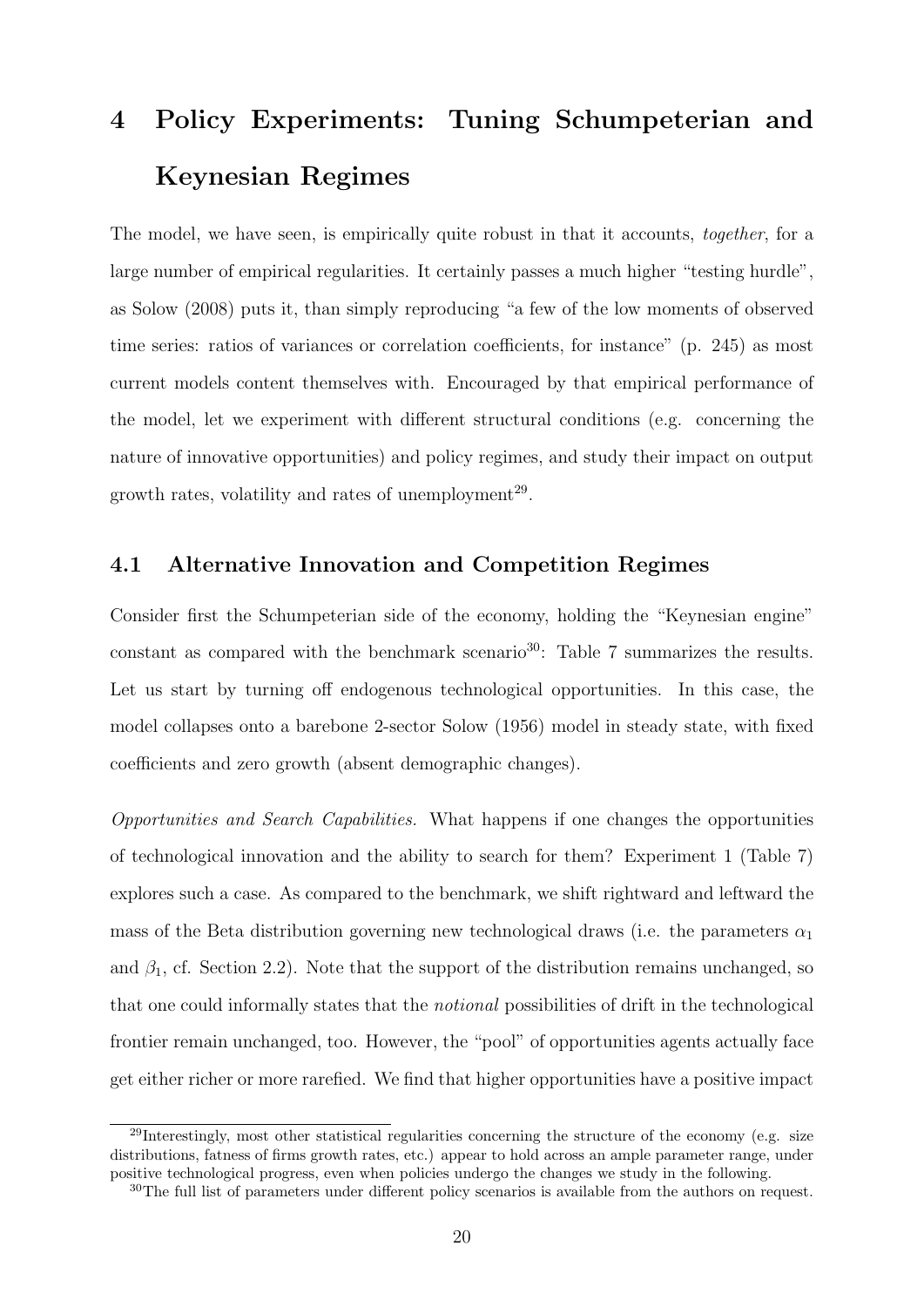# 4 Policy Experiments: Tuning Schumpeterian and Keynesian Regimes

The model, we have seen, is empirically quite robust in that it accounts, *together*, for a large number of empirical regularities. It certainly passes a much higher "testing hurdle", as Solow (2008) puts it, than simply reproducing "a few of the low moments of observed time series: ratios of variances or correlation coefficients, for instance" (p. 245) as most current models content themselves with. Encouraged by that empirical performance of the model, let we experiment with different structural conditions (e.g. concerning the nature of innovative opportunities) and policy regimes, and study their impact on output growth rates, volatility and rates of unemployment[29].

## 4.1 Alternative Innovation and Competition Regimes

Consider first the Schumpeterian side of the economy, holding the "Keynesian engine" constant as compared with the benchmark scenario[30]: Table 7 summarizes the results. Let us start by turning off endogenous technological opportunities. In this case, the model collapses onto a barebone 2-sector Solow (1956) model in steady state, with fixed coefficients and zero growth (absent demographic changes).

*Opportunities and Search Capabilities.* What happens if one changes the opportunities of technological innovation and the ability to search for them? Experiment 1 (Table 7) explores such a case. As compared to the benchmark, we shift rightward and leftward the mass of the Beta distribution governing new technological draws (i.e. the parameters $\alpha_1$ and $\beta_1$, cf. Section 2.2). Note that the support of the distribution remains unchanged, so that one could informally states that the *notional* possibilities of drift in the technological frontier remain unchanged, too. However, the "pool" of opportunities agents actually face get either richer or more rarefied. We find that higher opportunities have a positive impact

[29]Interestingly, most other statistical regularities concerning the structure of the economy (e.g. size distributions, fatness of firms growth rates, etc.) appear to hold across an ample parameter range, under positive technological progress, even when policies undergo the changes we study in the following.

[30]The full list of parameters under different policy scenarios is available from the authors on request.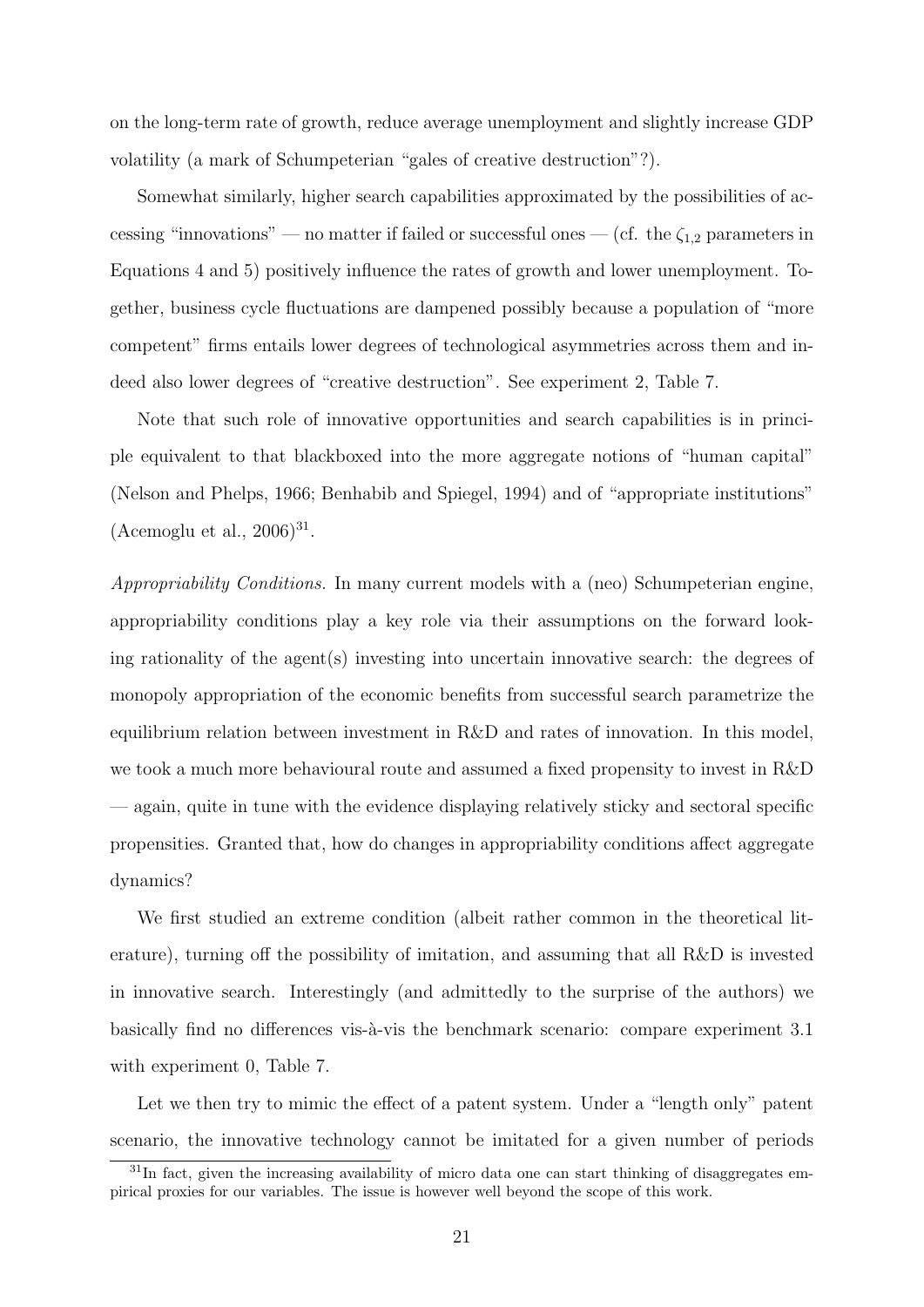on the long-term rate of growth, reduce average unemployment and slightly increase GDP volatility (a mark of Schumpeterian "gales of creative destruction"?).

Somewhat similarly, higher search capabilities approximated by the possibilities of accessing "innovations" — no matter if failed or successful ones — (cf. the $\zeta_{1,2}$ parameters in Equations 4 and 5) positively influence the rates of growth and lower unemployment. Together, business cycle fluctuations are dampened possibly because a population of "more competent" firms entails lower degrees of technological asymmetries across them and indeed also lower degrees of "creative destruction". See experiment 2, Table 7.

Note that such role of innovative opportunities and search capabilities is in principle equivalent to that blackboxed into the more aggregate notions of "human capital" (Nelson and Phelps, 1966; Benhabib and Spiegel, 1994) and of "appropriate institutions" (Acemoglu et al., 2006)[31].

*Appropriability Conditions.* In many current models with a (neo) Schumpeterian engine, appropriability conditions play a key role via their assumptions on the forward looking rationality of the agent(s) investing into uncertain innovative search: the degrees of monopoly appropriation of the economic benefits from successful search parametrize the equilibrium relation between investment in R&D and rates of innovation. In this model, we took a much more behavioural route and assumed a fixed propensity to invest in R&D — again, quite in tune with the evidence displaying relatively sticky and sectoral specific propensities. Granted that, how do changes in appropriability conditions affect aggregate dynamics?

We first studied an extreme condition (albeit rather common in the theoretical literature), turning off the possibility of imitation, and assuming that all R&D is invested in innovative search. Interestingly (and admittedly to the surprise of the authors) we basically find no differences vis-à-vis the benchmark scenario: compare experiment 3.1 with experiment 0, Table 7.

Let we then try to mimic the effect of a patent system. Under a "length only" patent scenario, the innovative technology cannot be imitated for a given number of periods

[31] In fact, given the increasing availability of micro data one can start thinking of disaggregates empirical proxies for our variables. The issue is however well beyond the scope of this work.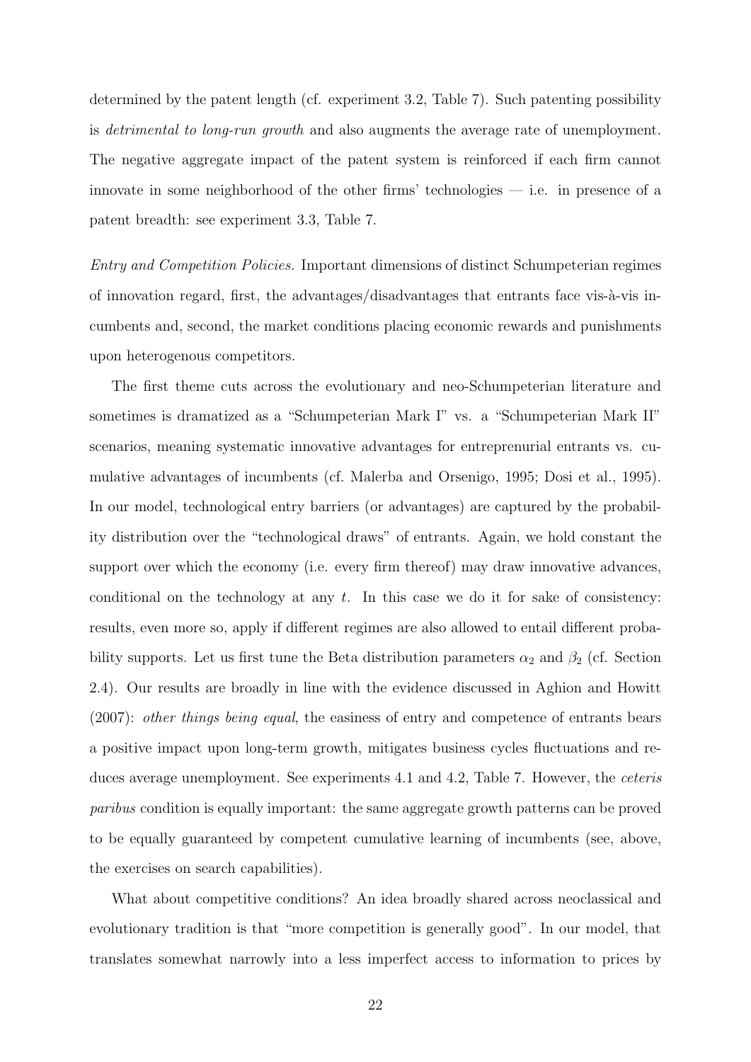determined by the patent length (cf. experiment 3.2, Table 7). Such patenting possibility is *detrimental to long-run growth* and also augments the average rate of unemployment. The negative aggregate impact of the patent system is reinforced if each firm cannot innovate in some neighborhood of the other firms' technologies — i.e. in presence of a patent breadth: see experiment 3.3, Table 7.

*Entry and Competition Policies.* Important dimensions of distinct Schumpeterian regimes of innovation regard, first, the advantages/disadvantages that entrants face vis-à-vis incumbents and, second, the market conditions placing economic rewards and punishments upon heterogenous competitors.

The first theme cuts across the evolutionary and neo-Schumpeterian literature and sometimes is dramatized as a "Schumpeterian Mark I" vs. a "Schumpeterian Mark II" scenarios, meaning systematic innovative advantages for entreprenurial entrants vs. cumulative advantages of incumbents (cf. Malerba and Orsenigo, 1995; Dosi et al., 1995). In our model, technological entry barriers (or advantages) are captured by the probability distribution over the "technological draws" of entrants. Again, we hold constant the support over which the economy (i.e. every firm thereof) may draw innovative advances, conditional on the technology at any $t$. In this case we do it for sake of consistency: results, even more so, apply if different regimes are also allowed to entail different probability supports. Let us first tune the Beta distribution parameters $\alpha_2$ and $\beta_2$ (cf. Section 2.4). Our results are broadly in line with the evidence discussed in Aghion and Howitt (2007): *other things being equal*, the easiness of entry and competence of entrants bears a positive impact upon long-term growth, mitigates business cycles fluctuations and reduces average unemployment. See experiments 4.1 and 4.2, Table 7. However, the *ceteris paribus* condition is equally important: the same aggregate growth patterns can be proved to be equally guaranteed by competent cumulative learning of incumbents (see, above, the exercises on search capabilities).

What about competitive conditions? An idea broadly shared across neoclassical and evolutionary tradition is that "more competition is generally good". In our model, that translates somewhat narrowly into a less imperfect access to information to prices by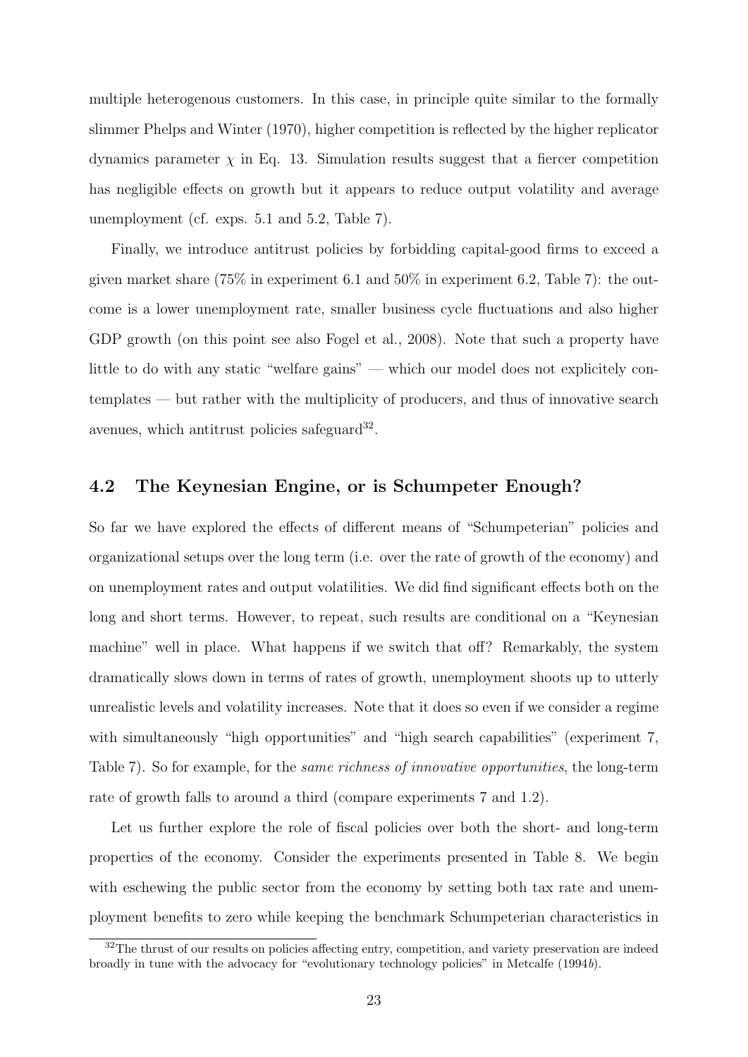multiple heterogenous customers. In this case, in principle quite similar to the formally slimmer Phelps and Winter (1970), higher competition is reflected by the higher replicator dynamics parameter $\chi$ in Eq. 13. Simulation results suggest that a fiercer competition has negligible effects on growth but it appears to reduce output volatility and average unemployment (cf. exps. 5.1 and 5.2, Table 7).

Finally, we introduce antitrust policies by forbidding capital-good firms to exceed a given market share (75% in experiment 6.1 and 50% in experiment 6.2, Table 7): the outcome is a lower unemployment rate, smaller business cycle fluctuations and also higher GDP growth (on this point see also Fogel et al., 2008). Note that such a property have little to do with any static "welfare gains" — which our model does not explicitely contemplates — but rather with the multiplicity of producers, and thus of innovative search avenues, which antitrust policies safeguard[32].

## 4.2 The Keynesian Engine, or is Schumpeter Enough?

So far we have explored the effects of different means of "Schumpeterian" policies and organizational setups over the long term (i.e. over the rate of growth of the economy) and on unemployment rates and output volatilities. We did find significant effects both on the long and short terms. However, to repeat, such results are conditional on a "Keynesian machine" well in place. What happens if we switch that off? Remarkably, the system dramatically slows down in terms of rates of growth, unemployment shoots up to utterly unrealistic levels and volatility increases. Note that it does so even if we consider a regime with simultaneously "high opportunities" and "high search capabilities" (experiment 7, Table 7). So for example, for the *same richness of innovative opportunities*, the long-term rate of growth falls to around a third (compare experiments 7 and 1.2).

Let us further explore the role of fiscal policies over both the short- and long-term properties of the economy. Consider the experiments presented in Table 8. We begin with eschewing the public sector from the economy by setting both tax rate and unemployment benefits to zero while keeping the benchmark Schumpeterian characteristics in

[32]The thrust of our results on policies affecting entry, competition, and variety preservation are indeed broadly in tune with the advocacy for "evolutionary technology policies" in Metcalfe (1994*b*).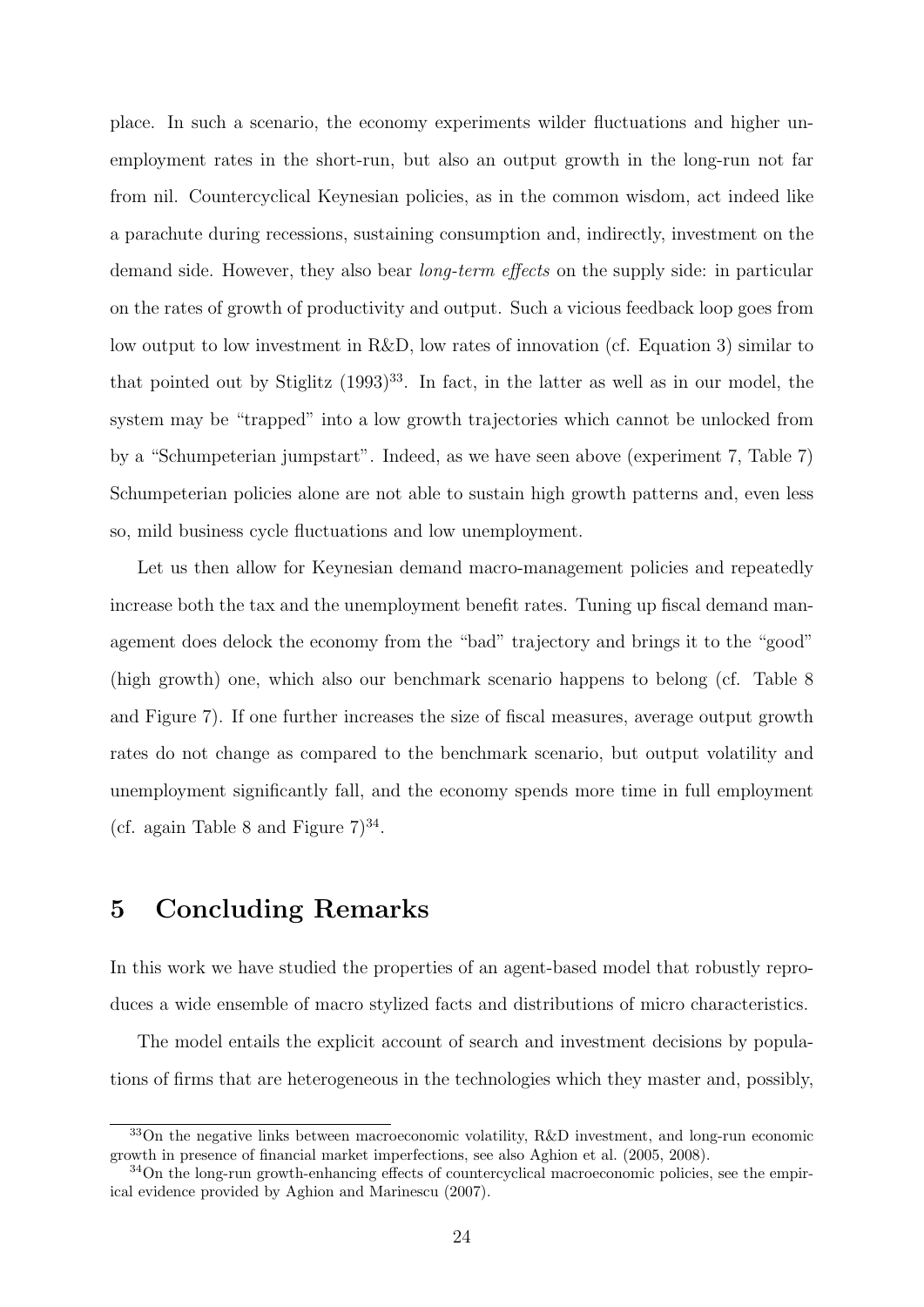place. In such a scenario, the economy experiments wilder fluctuations and higher unemployment rates in the short-run, but also an output growth in the long-run not far from nil. Countercyclical Keynesian policies, as in the common wisdom, act indeed like a parachute during recessions, sustaining consumption and, indirectly, investment on the demand side. However, they also bear *long-term effects* on the supply side: in particular on the rates of growth of productivity and output. Such a vicious feedback loop goes from low output to low investment in R&D, low rates of innovation (cf. Equation 3) similar to that pointed out by Stiglitz (1993)[33]. In fact, in the latter as well as in our model, the system may be "trapped" into a low growth trajectories which cannot be unlocked from by a "Schumpeterian jumpstart". Indeed, as we have seen above (experiment 7, Table 7) Schumpeterian policies alone are not able to sustain high growth patterns and, even less so, mild business cycle fluctuations and low unemployment.

Let us then allow for Keynesian demand macro-management policies and repeatedly increase both the tax and the unemployment benefit rates. Tuning up fiscal demand management does delock the economy from the "bad" trajectory and brings it to the "good" (high growth) one, which also our benchmark scenario happens to belong (cf. Table 8 and Figure 7). If one further increases the size of fiscal measures, average output growth rates do not change as compared to the benchmark scenario, but output volatility and unemployment significantly fall, and the economy spends more time in full employment (cf. again Table 8 and Figure 7)[34].

## 5 Concluding Remarks

In this work we have studied the properties of an agent-based model that robustly reproduces a wide ensemble of macro stylized facts and distributions of micro characteristics.

The model entails the explicit account of search and investment decisions by populations of firms that are heterogeneous in the technologies which they master and, possibly,

---

[33] On the negative links between macroeconomic volatility, R&D investment, and long-run economic growth in presence of financial market imperfections, see also Aghion et al. (2005, 2008).

[34] On the long-run growth-enhancing effects of countercyclical macroeconomic policies, see the empirical evidence provided by Aghion and Marinescu (2007).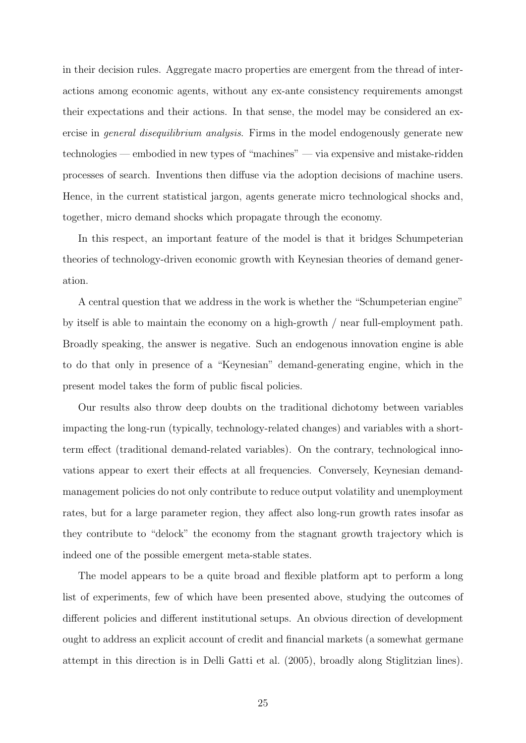in their decision rules. Aggregate macro properties are emergent from the thread of interactions among economic agents, without any ex-ante consistency requirements amongst their expectations and their actions. In that sense, the model may be considered an exercise in *general disequilibrium analysis*. Firms in the model endogenously generate new technologies — embodied in new types of "machines" — via expensive and mistake-ridden processes of search. Inventions then diffuse via the adoption decisions of machine users. Hence, in the current statistical jargon, agents generate micro technological shocks and, together, micro demand shocks which propagate through the economy.

In this respect, an important feature of the model is that it bridges Schumpeterian theories of technology-driven economic growth with Keynesian theories of demand generation.

A central question that we address in the work is whether the "Schumpeterian engine" by itself is able to maintain the economy on a high-growth / near full-employment path. Broadly speaking, the answer is negative. Such an endogenous innovation engine is able to do that only in presence of a "Keynesian" demand-generating engine, which in the present model takes the form of public fiscal policies.

Our results also throw deep doubts on the traditional dichotomy between variables impacting the long-run (typically, technology-related changes) and variables with a short-term effect (traditional demand-related variables). On the contrary, technological innovations appear to exert their effects at all frequencies. Conversely, Keynesian demand-management policies do not only contribute to reduce output volatility and unemployment rates, but for a large parameter region, they affect also long-run growth rates insofar as they contribute to "delock" the economy from the stagnant growth trajectory which is indeed one of the possible emergent meta-stable states.

The model appears to be a quite broad and flexible platform apt to perform a long list of experiments, few of which have been presented above, studying the outcomes of different policies and different institutional setups. An obvious direction of development ought to address an explicit account of credit and financial markets (a somewhat germane attempt in this direction is in Delli Gatti et al. (2005), broadly along Stiglitzian lines).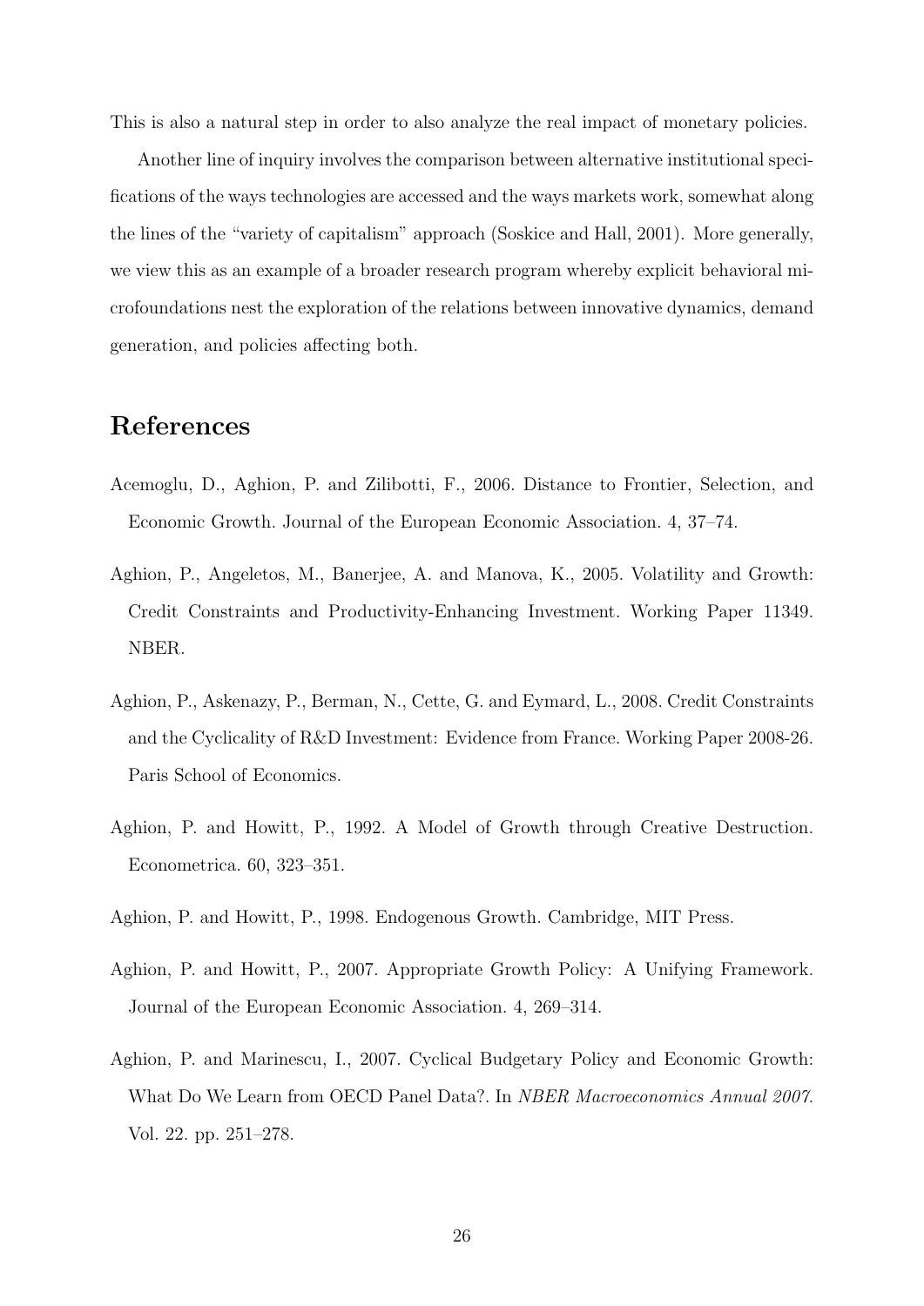This is also a natural step in order to also analyze the real impact of monetary policies.

Another line of inquiry involves the comparison between alternative institutional specifications of the ways technologies are accessed and the ways markets work, somewhat along the lines of the "variety of capitalism" approach (Soskice and Hall, 2001). More generally, we view this as an example of a broader research program whereby explicit behavioral microfoundations nest the exploration of the relations between innovative dynamics, demand generation, and policies affecting both.

## References

Acemoglu, D., Aghion, P. and Zilibotti, F., 2006. Distance to Frontier, Selection, and Economic Growth. Journal of the European Economic Association. 4, 37–74.

Aghion, P., Angeletos, M., Banerjee, A. and Manova, K., 2005. Volatility and Growth: Credit Constraints and Productivity-Enhancing Investment. Working Paper 11349. NBER.

Aghion, P., Askenazy, P., Berman, N., Cette, G. and Eymard, L., 2008. Credit Constraints and the Cyclicality of R&D Investment: Evidence from France. Working Paper 2008-26. Paris School of Economics.

Aghion, P. and Howitt, P., 1992. A Model of Growth through Creative Destruction. Econometrica. 60, 323–351.

Aghion, P. and Howitt, P., 1998. Endogenous Growth. Cambridge, MIT Press.

Aghion, P. and Howitt, P., 2007. Appropriate Growth Policy: A Unifying Framework. Journal of the European Economic Association. 4, 269–314.

Aghion, P. and Marinescu, I., 2007. Cyclical Budgetary Policy and Economic Growth: What Do We Learn from OECD Panel Data?. In *NBER Macroeconomics Annual 2007*. Vol. 22. pp. 251–278.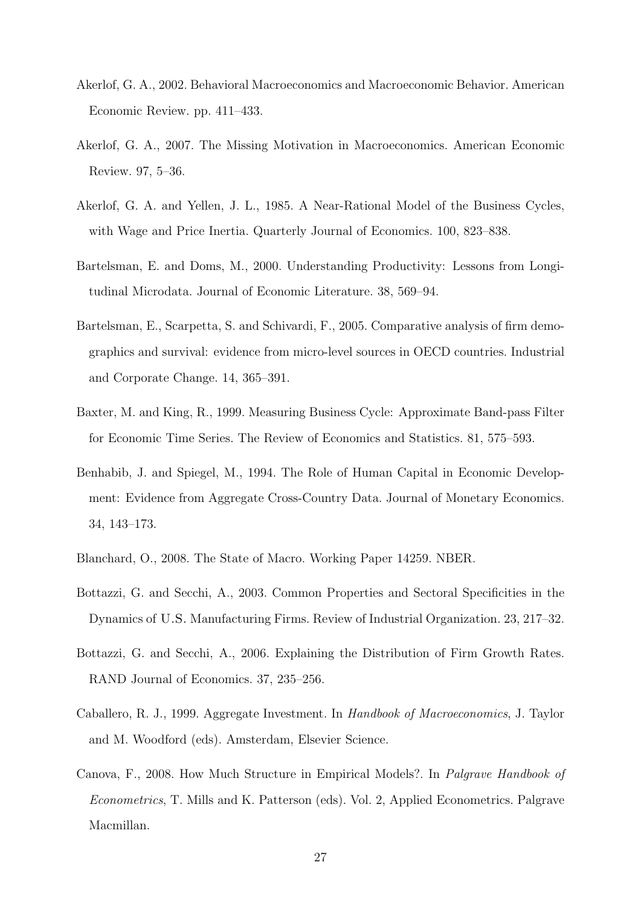Akerlof, G. A., 2002. Behavioral Macroeconomics and Macroeconomic Behavior. American Economic Review. pp. 411–433.

Akerlof, G. A., 2007. The Missing Motivation in Macroeconomics. American Economic Review. 97, 5–36.

Akerlof, G. A. and Yellen, J. L., 1985. A Near-Rational Model of the Business Cycles, with Wage and Price Inertia. Quarterly Journal of Economics. 100, 823–838.

Bartelsman, E. and Doms, M., 2000. Understanding Productivity: Lessons from Longitudinal Microdata. Journal of Economic Literature. 38, 569–94.

Bartelsman, E., Scarpetta, S. and Schivardi, F., 2005. Comparative analysis of firm demographics and survival: evidence from micro-level sources in OECD countries. Industrial and Corporate Change. 14, 365–391.

Baxter, M. and King, R., 1999. Measuring Business Cycle: Approximate Band-pass Filter for Economic Time Series. The Review of Economics and Statistics. 81, 575–593.

Benhabib, J. and Spiegel, M., 1994. The Role of Human Capital in Economic Development: Evidence from Aggregate Cross-Country Data. Journal of Monetary Economics. 34, 143–173.

Blanchard, O., 2008. The State of Macro. Working Paper 14259. NBER.

Bottazzi, G. and Secchi, A., 2003. Common Properties and Sectoral Specificities in the Dynamics of U.S. Manufacturing Firms. Review of Industrial Organization. 23, 217–32.

Bottazzi, G. and Secchi, A., 2006. Explaining the Distribution of Firm Growth Rates. RAND Journal of Economics. 37, 235–256.

Caballero, R. J., 1999. Aggregate Investment. In *Handbook of Macroeconomics*, J. Taylor and M. Woodford (eds). Amsterdam, Elsevier Science.

Canova, F., 2008. How Much Structure in Empirical Models?. In *Palgrave Handbook of Econometrics*, T. Mills and K. Patterson (eds). Vol. 2, Applied Econometrics. Palgrave Macmillan.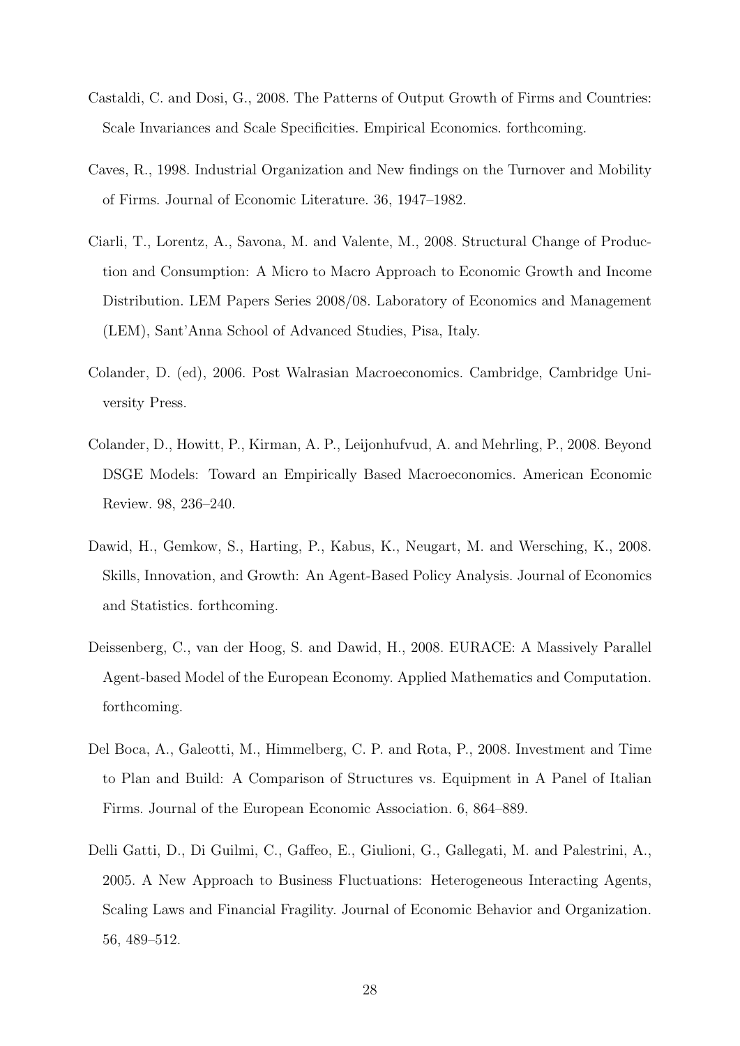Castaldi, C. and Dosi, G., 2008. The Patterns of Output Growth of Firms and Countries: Scale Invariances and Scale Specificities. Empirical Economics. forthcoming.

Caves, R., 1998. Industrial Organization and New findings on the Turnover and Mobility of Firms. Journal of Economic Literature. 36, 1947–1982.

Ciarli, T., Lorentz, A., Savona, M. and Valente, M., 2008. Structural Change of Production and Consumption: A Micro to Macro Approach to Economic Growth and Income Distribution. LEM Papers Series 2008/08. Laboratory of Economics and Management (LEM), Sant'Anna School of Advanced Studies, Pisa, Italy.

Colander, D. (ed), 2006. Post Walrasian Macroeconomics. Cambridge, Cambridge University Press.

Colander, D., Howitt, P., Kirman, A. P., Leijonhufvud, A. and Mehrling, P., 2008. Beyond DSGE Models: Toward an Empirically Based Macroeconomics. American Economic Review. 98, 236–240.

Dawid, H., Gemkow, S., Harting, P., Kabus, K., Neugart, M. and Wersching, K., 2008. Skills, Innovation, and Growth: An Agent-Based Policy Analysis. Journal of Economics and Statistics. forthcoming.

Deissenberg, C., van der Hoog, S. and Dawid, H., 2008. EURACE: A Massively Parallel Agent-based Model of the European Economy. Applied Mathematics and Computation. forthcoming.

Del Boca, A., Galeotti, M., Himmelberg, C. P. and Rota, P., 2008. Investment and Time to Plan and Build: A Comparison of Structures vs. Equipment in A Panel of Italian Firms. Journal of the European Economic Association. 6, 864–889.

Delli Gatti, D., Di Guilmi, C., Gaffeo, E., Giulioni, G., Gallegati, M. and Palestrini, A., 2005. A New Approach to Business Fluctuations: Heterogeneous Interacting Agents, Scaling Laws and Financial Fragility. Journal of Economic Behavior and Organization. 56, 489–512.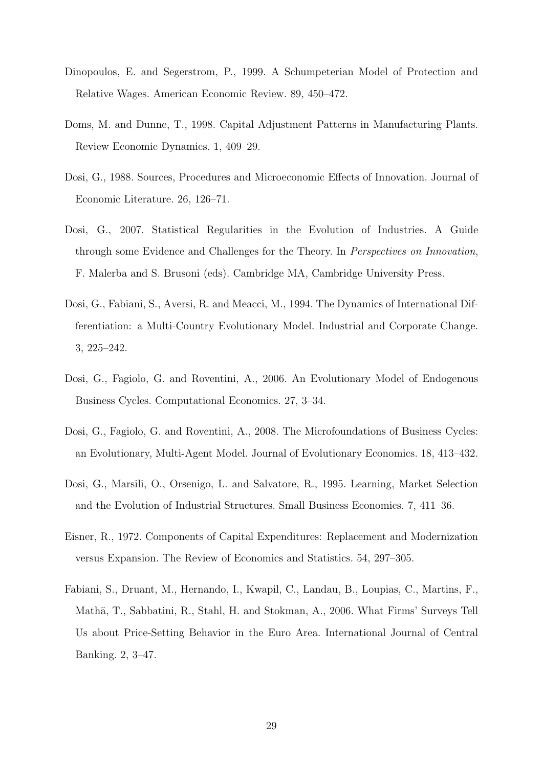Dinopoulos, E. and Segerstrom, P., 1999. A Schumpeterian Model of Protection and Relative Wages. American Economic Review. 89, 450–472.

Doms, M. and Dunne, T., 1998. Capital Adjustment Patterns in Manufacturing Plants. Review Economic Dynamics. 1, 409–29.

Dosi, G., 1988. Sources, Procedures and Microeconomic Effects of Innovation. Journal of Economic Literature. 26, 126–71.

Dosi, G., 2007. Statistical Regularities in the Evolution of Industries. A Guide through some Evidence and Challenges for the Theory. In *Perspectives on Innovation*, F. Malerba and S. Brusoni (eds). Cambridge MA, Cambridge University Press.

Dosi, G., Fabiani, S., Aversi, R. and Meacci, M., 1994. The Dynamics of International Differentiation: a Multi-Country Evolutionary Model. Industrial and Corporate Change. 3, 225–242.

Dosi, G., Fagiolo, G. and Roventini, A., 2006. An Evolutionary Model of Endogenous Business Cycles. Computational Economics. 27, 3–34.

Dosi, G., Fagiolo, G. and Roventini, A., 2008. The Microfoundations of Business Cycles: an Evolutionary, Multi-Agent Model. Journal of Evolutionary Economics. 18, 413–432.

Dosi, G., Marsili, O., Orsenigo, L. and Salvatore, R., 1995. Learning, Market Selection and the Evolution of Industrial Structures. Small Business Economics. 7, 411–36.

Eisner, R., 1972. Components of Capital Expenditures: Replacement and Modernization versus Expansion. The Review of Economics and Statistics. 54, 297–305.

Fabiani, S., Druant, M., Hernando, I., Kwapil, C., Landau, B., Loupias, C., Martins, F., Mathä, T., Sabbatini, R., Stahl, H. and Stokman, A., 2006. What Firms' Surveys Tell Us about Price-Setting Behavior in the Euro Area. International Journal of Central Banking. 2, 3–47.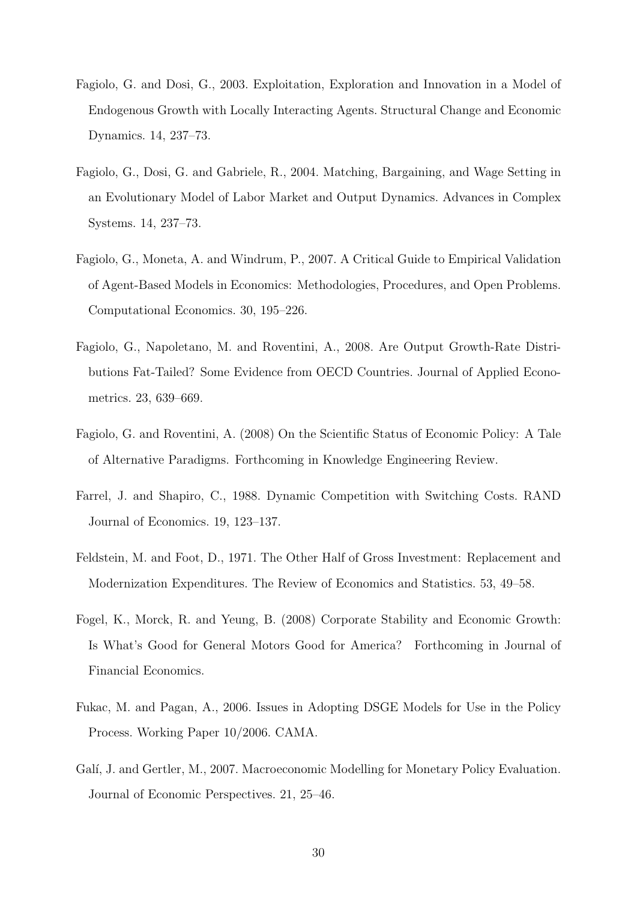Fagiolo, G. and Dosi, G., 2003. Exploitation, Exploration and Innovation in a Model of Endogenous Growth with Locally Interacting Agents. Structural Change and Economic Dynamics. 14, 237–73.

Fagiolo, G., Dosi, G. and Gabriele, R., 2004. Matching, Bargaining, and Wage Setting in an Evolutionary Model of Labor Market and Output Dynamics. Advances in Complex Systems. 14, 237–73.

Fagiolo, G., Moneta, A. and Windrum, P., 2007. A Critical Guide to Empirical Validation of Agent-Based Models in Economics: Methodologies, Procedures, and Open Problems. Computational Economics. 30, 195–226.

Fagiolo, G., Napoletano, M. and Roventini, A., 2008. Are Output Growth-Rate Distributions Fat-Tailed? Some Evidence from OECD Countries. Journal of Applied Econometrics. 23, 639–669.

Fagiolo, G. and Roventini, A. (2008) On the Scientific Status of Economic Policy: A Tale of Alternative Paradigms. Forthcoming in Knowledge Engineering Review.

Farrel, J. and Shapiro, C., 1988. Dynamic Competition with Switching Costs. RAND Journal of Economics. 19, 123–137.

Feldstein, M. and Foot, D., 1971. The Other Half of Gross Investment: Replacement and Modernization Expenditures. The Review of Economics and Statistics. 53, 49–58.

Fogel, K., Morck, R. and Yeung, B. (2008) Corporate Stability and Economic Growth: Is What's Good for General Motors Good for America? Forthcoming in Journal of Financial Economics.

Fukac, M. and Pagan, A., 2006. Issues in Adopting DSGE Models for Use in the Policy Process. Working Paper 10/2006. CAMA.

Galí, J. and Gertler, M., 2007. Macroeconomic Modelling for Monetary Policy Evaluation. Journal of Economic Perspectives. 21, 25–46.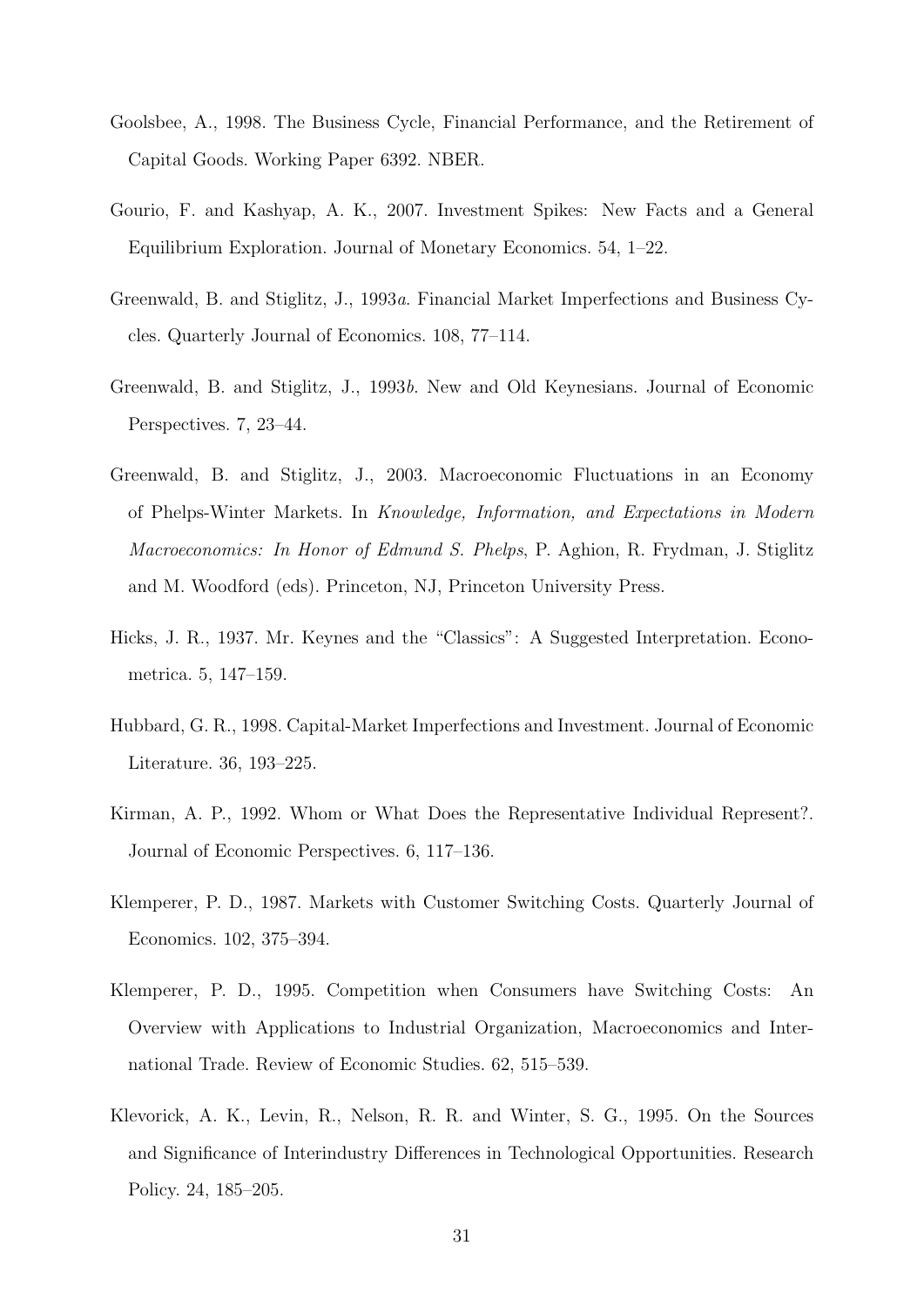Goolsbee, A., 1998. The Business Cycle, Financial Performance, and the Retirement of Capital Goods. Working Paper 6392. NBER.

Gourio, F. and Kashyap, A. K., 2007. Investment Spikes: New Facts and a General Equilibrium Exploration. Journal of Monetary Economics. 54, 1–22.

Greenwald, B. and Stiglitz, J., 1993*a*. Financial Market Imperfections and Business Cycles. Quarterly Journal of Economics. 108, 77–114.

Greenwald, B. and Stiglitz, J., 1993*b*. New and Old Keynesians. Journal of Economic Perspectives. 7, 23–44.

Greenwald, B. and Stiglitz, J., 2003. Macroeconomic Fluctuations in an Economy of Phelps-Winter Markets. In *Knowledge, Information, and Expectations in Modern Macroeconomics: In Honor of Edmund S. Phelps*, P. Aghion, R. Frydman, J. Stiglitz and M. Woodford (eds). Princeton, NJ, Princeton University Press.

Hicks, J. R., 1937. Mr. Keynes and the "Classics": A Suggested Interpretation. Econometrica. 5, 147–159.

Hubbard, G. R., 1998. Capital-Market Imperfections and Investment. Journal of Economic Literature. 36, 193–225.

Kirman, A. P., 1992. Whom or What Does the Representative Individual Represent?. Journal of Economic Perspectives. 6, 117–136.

Klemperer, P. D., 1987. Markets with Customer Switching Costs. Quarterly Journal of Economics. 102, 375–394.

Klemperer, P. D., 1995. Competition when Consumers have Switching Costs: An Overview with Applications to Industrial Organization, Macroeconomics and International Trade. Review of Economic Studies. 62, 515–539.

Klevorick, A. K., Levin, R., Nelson, R. R. and Winter, S. G., 1995. On the Sources and Significance of Interindustry Differences in Technological Opportunities. Research Policy. 24, 185–205.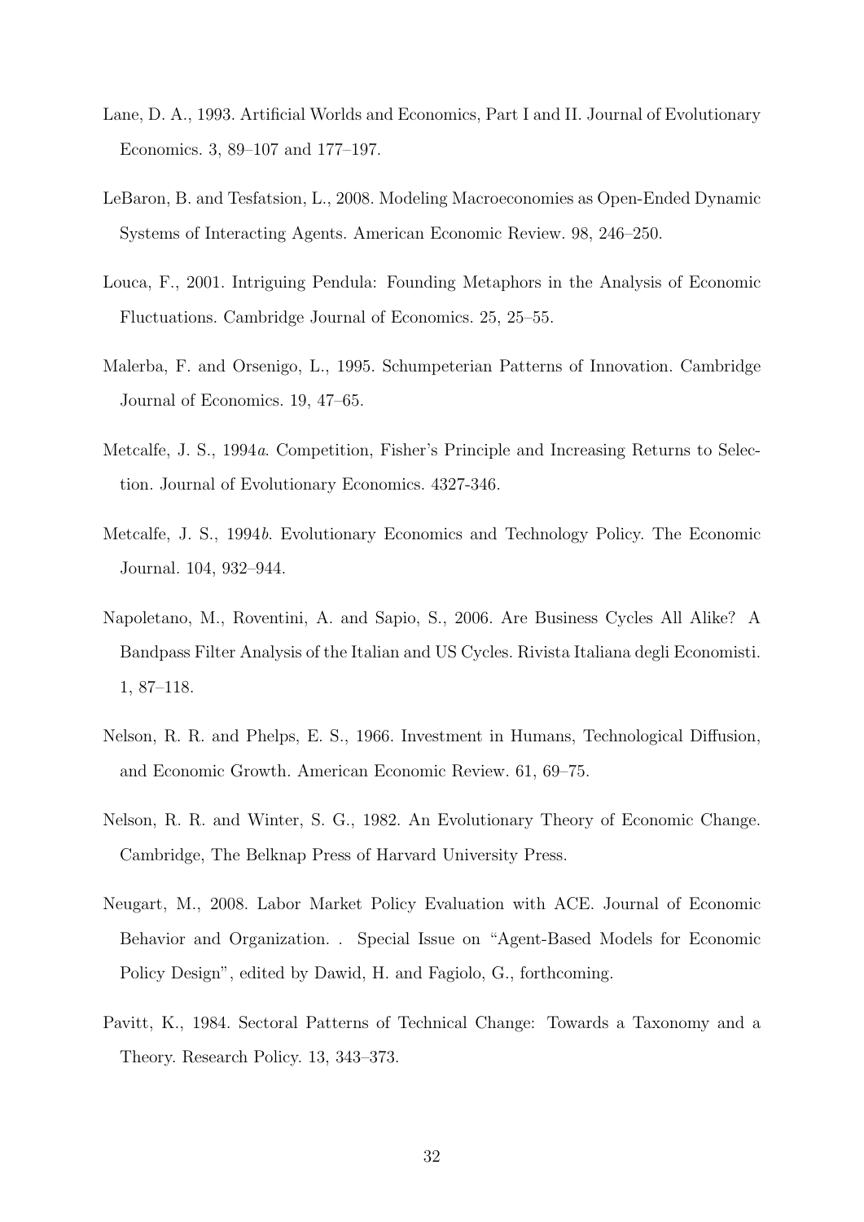Lane, D. A., 1993. Artificial Worlds and Economics, Part I and II. Journal of Evolutionary Economics. 3, 89–107 and 177–197.

LeBaron, B. and Tesfatsion, L., 2008. Modeling Macroeconomies as Open-Ended Dynamic Systems of Interacting Agents. American Economic Review. 98, 246–250.

Louca, F., 2001. Intriguing Pendula: Founding Metaphors in the Analysis of Economic Fluctuations. Cambridge Journal of Economics. 25, 25–55.

Malerba, F. and Orsenigo, L., 1995. Schumpeterian Patterns of Innovation. Cambridge Journal of Economics. 19, 47–65.

Metcalfe, J. S., 1994*a*. Competition, Fisher's Principle and Increasing Returns to Selection. Journal of Evolutionary Economics. 4327-346.

Metcalfe, J. S., 1994*b*. Evolutionary Economics and Technology Policy. The Economic Journal. 104, 932–944.

Napoletano, M., Roventini, A. and Sapio, S., 2006. Are Business Cycles All Alike? A Bandpass Filter Analysis of the Italian and US Cycles. Rivista Italiana degli Economisti. 1, 87–118.

Nelson, R. R. and Phelps, E. S., 1966. Investment in Humans, Technological Diffusion, and Economic Growth. American Economic Review. 61, 69–75.

Nelson, R. R. and Winter, S. G., 1982. An Evolutionary Theory of Economic Change. Cambridge, The Belknap Press of Harvard University Press.

Neugart, M., 2008. Labor Market Policy Evaluation with ACE. Journal of Economic Behavior and Organization. . Special Issue on "Agent-Based Models for Economic Policy Design", edited by Dawid, H. and Fagiolo, G., forthcoming.

Pavitt, K., 1984. Sectoral Patterns of Technical Change: Towards a Taxonomy and a Theory. Research Policy. 13, 343–373.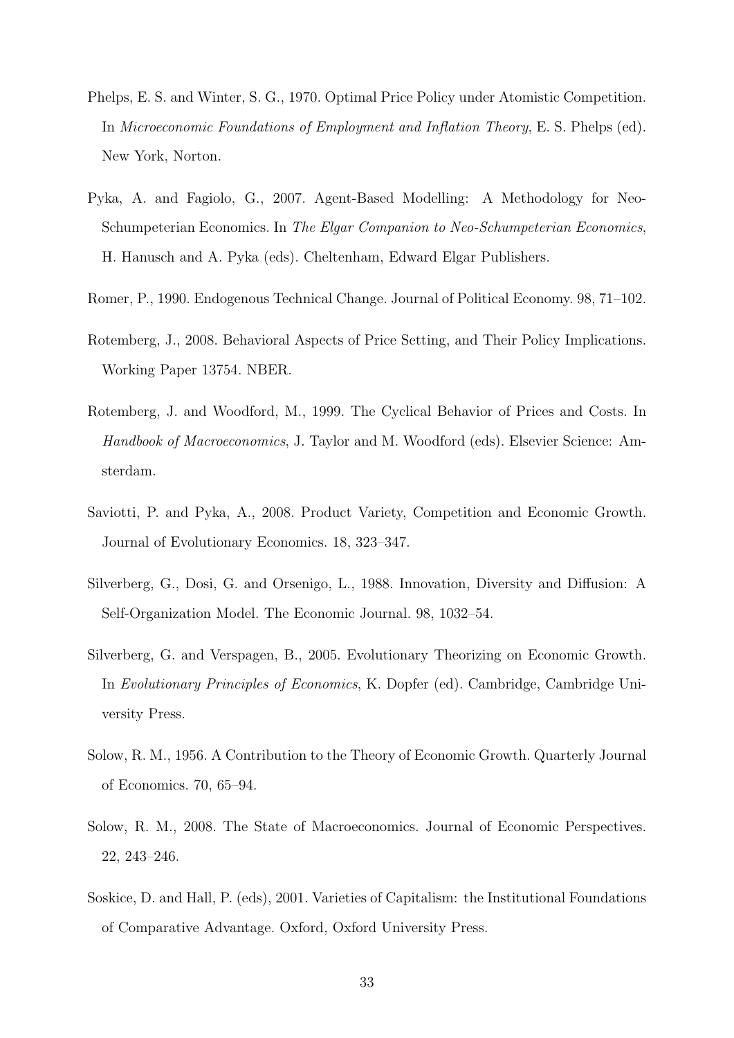Phelps, E. S. and Winter, S. G., 1970. Optimal Price Policy under Atomistic Competition. In *Microeconomic Foundations of Employment and Inflation Theory*, E. S. Phelps (ed). New York, Norton.

Pyka, A. and Fagiolo, G., 2007. Agent-Based Modelling: A Methodology for Neo-Schumpeterian Economics. In *The Elgar Companion to Neo-Schumpeterian Economics*, H. Hanusch and A. Pyka (eds). Cheltenham, Edward Elgar Publishers.

Romer, P., 1990. Endogenous Technical Change. Journal of Political Economy. 98, 71–102.

Rotemberg, J., 2008. Behavioral Aspects of Price Setting, and Their Policy Implications. Working Paper 13754. NBER.

Rotemberg, J. and Woodford, M., 1999. The Cyclical Behavior of Prices and Costs. In *Handbook of Macroeconomics*, J. Taylor and M. Woodford (eds). Elsevier Science: Amsterdam.

Saviotti, P. and Pyka, A., 2008. Product Variety, Competition and Economic Growth. Journal of Evolutionary Economics. 18, 323–347.

Silverberg, G., Dosi, G. and Orsenigo, L., 1988. Innovation, Diversity and Diffusion: A Self-Organization Model. The Economic Journal. 98, 1032–54.

Silverberg, G. and Verspagen, B., 2005. Evolutionary Theorizing on Economic Growth. In *Evolutionary Principles of Economics*, K. Dopfer (ed). Cambridge, Cambridge University Press.

Solow, R. M., 1956. A Contribution to the Theory of Economic Growth. Quarterly Journal of Economics. 70, 65–94.

Solow, R. M., 2008. The State of Macroeconomics. Journal of Economic Perspectives. 22, 243–246.

Soskice, D. and Hall, P. (eds), 2001. Varieties of Capitalism: the Institutional Foundations of Comparative Advantage. Oxford, Oxford University Press.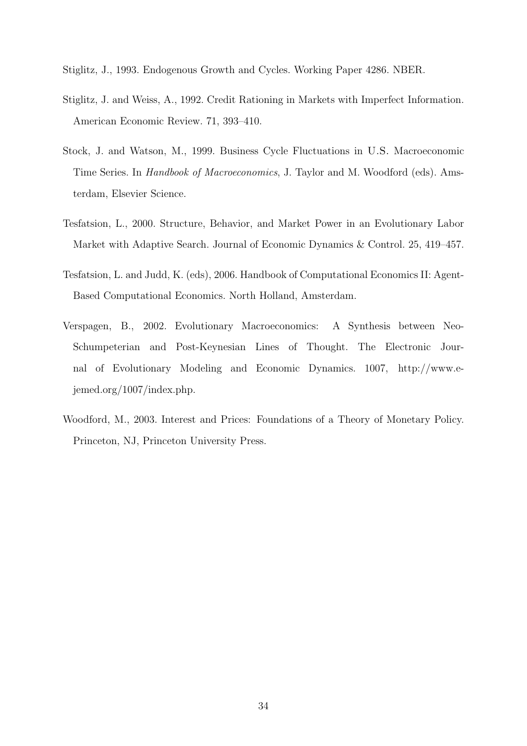Stiglitz, J., 1993. Endogenous Growth and Cycles. Working Paper 4286. NBER.

Stiglitz, J. and Weiss, A., 1992. Credit Rationing in Markets with Imperfect Information. American Economic Review. 71, 393–410.

Stock, J. and Watson, M., 1999. Business Cycle Fluctuations in U.S. Macroeconomic Time Series. In *Handbook of Macroeconomics*, J. Taylor and M. Woodford (eds). Amsterdam, Elsevier Science.

Tesfatsion, L., 2000. Structure, Behavior, and Market Power in an Evolutionary Labor Market with Adaptive Search. Journal of Economic Dynamics & Control. 25, 419–457.

Tesfatsion, L. and Judd, K. (eds), 2006. Handbook of Computational Economics II: Agent-Based Computational Economics. North Holland, Amsterdam.

Verspagen, B., 2002. Evolutionary Macroeconomics: A Synthesis between Neo-Schumpeterian and Post-Keynesian Lines of Thought. The Electronic Journal of Evolutionary Modeling and Economic Dynamics. 1007, http://www.e-jemed.org/1007/index.php.

Woodford, M., 2003. Interest and Prices: Foundations of a Theory of Monetary Policy. Princeton, NJ, Princeton University Press.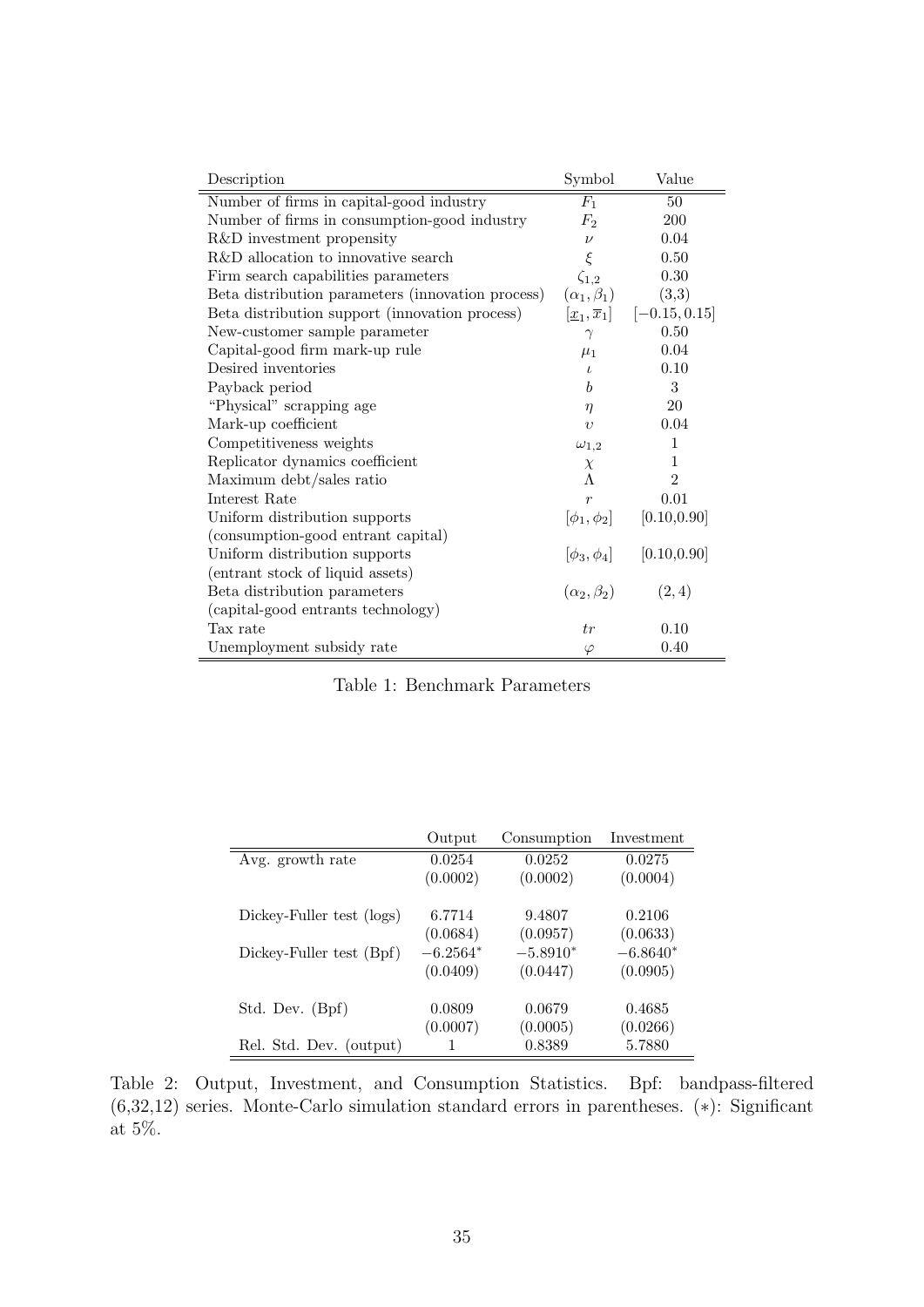| Description | Symbol | Value |
|---|---|---|
| Number of firms in capital-good industry | $F_1$ | 50 |
| Number of firms in consumption-good industry | $F_2$ | 200 |
| R&D investment propensity | $\nu$ | 0.04 |
| R&D allocation to innovative search | $\xi$ | 0.50 |
| Firm search capabilities parameters | $\zeta_{1,2}$ | 0.30 |
| Beta distribution parameters (innovation process) | $(\alpha_1, \beta_1)$ | (3,3) |
| Beta distribution support (innovation process) | $[\underline{x}_1, \overline{x}_1]$ | $[-0.15, 0.15]$ |
| New-customer sample parameter | $\gamma$ | 0.50 |
| Capital-good firm mark-up rule | $\mu_1$ | 0.04 |
| Desired inventories | $\iota$ | 0.10 |
| Payback period | $b$ | 3 |
| "Physical" scrapping age | $\eta$ | 20 |
| Mark-up coefficient | $\upsilon$ | 0.04 |
| Competitiveness weights | $\omega_{1,2}$ | 1 |
| Replicator dynamics coefficient | $\chi$ | 1 |
| Maximum debt/sales ratio | $\Lambda$ | 2 |
| Interest Rate | $r$ | 0.01 |
| Uniform distribution supports (consumption-good entrant capital) | $[\phi_1, \phi_2]$ | [0.10,0.90] |
| Uniform distribution supports (entrant stock of liquid assets) | $[\phi_3, \phi_4]$ | [0.10,0.90] |
| Beta distribution parameters (capital-good entrants technology) | $(\alpha_2, \beta_2)$ | $(2, 4)$ |
| Tax rate | $tr$ | 0.10 |
| Unemployment subsidy rate | $\varphi$ | 0.40 |

Table 1: Benchmark Parameters

| | Output | Consumption | Investment |
|---|---|---|---|
| Avg. growth rate | 0.0254 | 0.0252 | 0.0275 |
| | (0.0002) | (0.0002) | (0.0004) |
| Dickey-Fuller test (logs) | 6.7714 | 9.4807 | 0.2106 |
| | (0.0684) | (0.0957) | (0.0633) |
| Dickey-Fuller test (Bpf) | $-6.2564^{*}$ | $-5.8910^{*}$ | $-6.8640^{*}$ |
| | (0.0409) | (0.0447) | (0.0905) |
| Std. Dev. (Bpf) | 0.0809 | 0.0679 | 0.4685 |
| | (0.0007) | (0.0005) | (0.0266) |
| Rel. Std. Dev. (output) | 1 | 0.8389 | 5.7880 |

Table 2: Output, Investment, and Consumption Statistics. Bpf: bandpass-filtered (6,32,12) series. Monte-Carlo simulation standard errors in parentheses. (∗): Significant at 5%.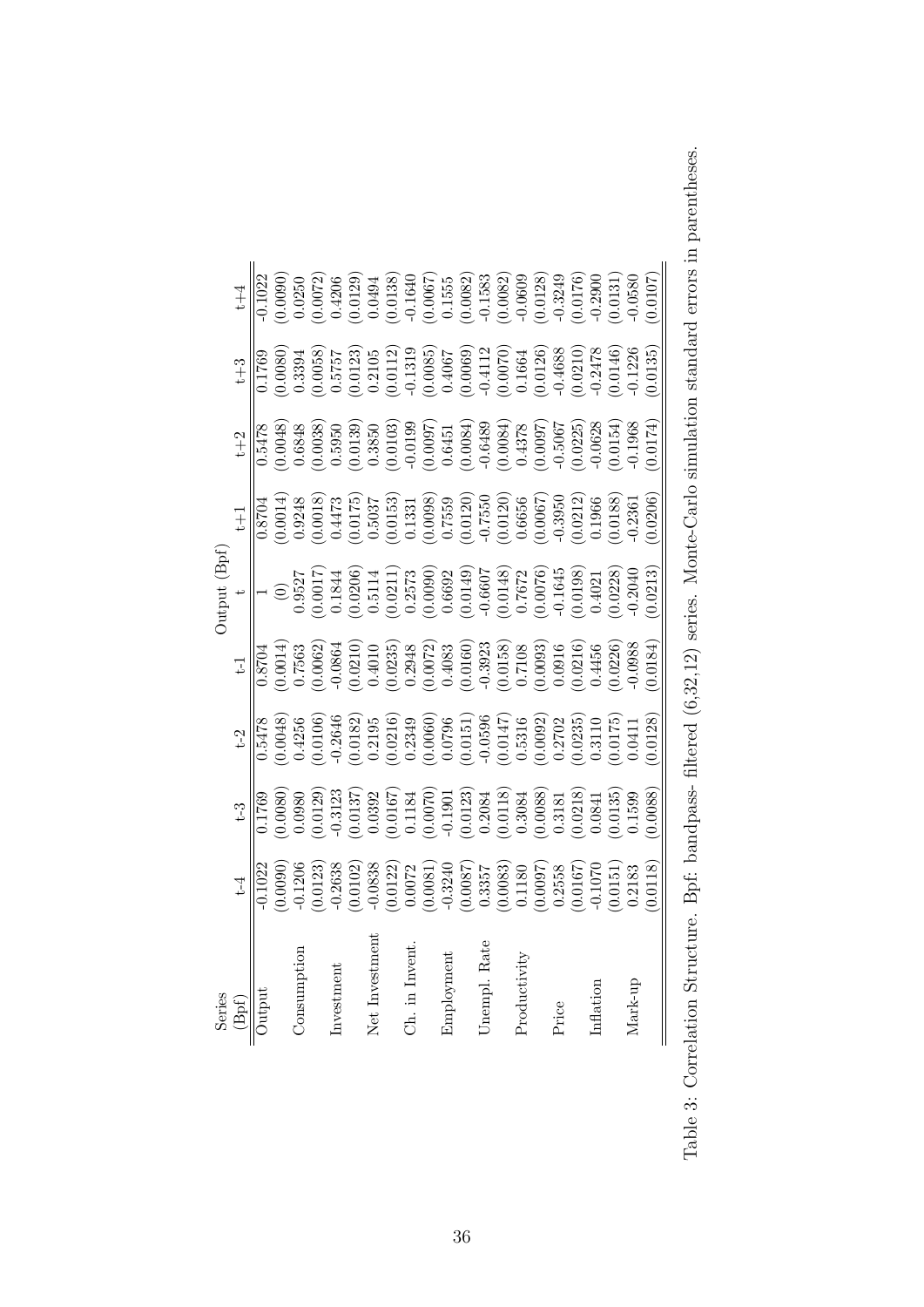| Series (Bpf) | t-4 | t-3 | t-2 | t-1 | Output (Bpf) t | t+1 | t+2 | t+3 | t+4 |
|---|---|---|---|---|---|---|---|---|---|
| Output | -0.1022 | 0.1769 | 0.5478 | 0.8704 | 1 | 0.8704 | 0.5478 | 0.1769 | -0.1022 |
| | (0.0090) | (0.0080) | (0.0048) | (0.0014) | (0) | (0.0014) | (0.0048) | (0.0080) | (0.0090) |
| Consumption | -0.1206 | 0.0980 | 0.4256 | 0.7563 | 0.9527 | 0.9248 | 0.6848 | 0.3394 | 0.0250 |
| | (0.0123) | (0.0129) | (0.0106) | (0.0062) | (0.0017) | (0.0018) | (0.0038) | (0.0058) | (0.0072) |
| Investment | -0.2638 | -0.3123 | -0.2646 | -0.0864 | 0.1844 | 0.4473 | 0.5950 | 0.5757 | 0.4206 |
| | (0.0102) | (0.0137) | (0.0182) | (0.0210) | (0.0206) | (0.0175) | (0.0139) | (0.0123) | (0.0129) |
| Net Investment | -0.0838 | 0.0392 | 0.2195 | 0.4010 | 0.5114 | 0.5037 | 0.3850 | 0.2105 | 0.0494 |
| | (0.0122) | (0.0167) | (0.0216) | (0.0235) | (0.0211) | (0.0153) | (0.0103) | (0.0112) | (0.0138) |
| Ch. in Invent. | 0.0072 | 0.1184 | 0.2349 | 0.2948 | 0.2573 | 0.1331 | -0.0199 | -0.1319 | -0.1640 |
| | (0.0081) | (0.0070) | (0.0060) | (0.0072) | (0.0090) | (0.0098) | (0.0097) | (0.0085) | (0.0067) |
| Employment | -0.3240 | -0.1901 | 0.0796 | 0.4083 | 0.6692 | 0.7559 | 0.6451 | 0.4067 | 0.1555 |
| | (0.0087) | (0.0123) | (0.0151) | (0.0160) | (0.0149) | (0.0120) | (0.0084) | (0.0069) | (0.0082) |
| Unempl. Rate | 0.3357 | 0.2084 | -0.0596 | -0.3923 | -0.6607 | -0.7550 | -0.6489 | -0.4112 | -0.1583 |
| | (0.0083) | (0.0118) | (0.0147) | (0.0158) | (0.0148) | (0.0120) | (0.0084) | (0.0070) | (0.0082) |
| Productivity | 0.1180 | 0.3084 | 0.5316 | 0.7108 | 0.7672 | 0.6656 | 0.4378 | 0.1664 | -0.0609 |
| | (0.0097) | (0.0088) | (0.0092) | (0.0093) | (0.0076) | (0.0067) | (0.0097) | (0.0126) | (0.0128) |
| Price | 0.2558 | 0.3181 | 0.2702 | 0.0916 | -0.1645 | -0.3950 | -0.5067 | -0.4688 | -0.3249 |
| | (0.0167) | (0.0218) | (0.0235) | (0.0216) | (0.0198) | (0.0212) | (0.0225) | (0.0210) | (0.0176) |
| Inflation | -0.1070 | 0.0841 | 0.3110 | 0.4456 | 0.4021 | 0.1966 | -0.0628 | -0.2478 | -0.2900 |
| | (0.0151) | (0.0135) | (0.0175) | (0.0226) | (0.0228) | (0.0188) | (0.0154) | (0.0146) | (0.0131) |
| Mark-up | 0.2183 | 0.1599 | 0.0411 | -0.0988 | -0.2040 | -0.2361 | -0.1968 | -0.1226 | -0.0580 |
| | (0.0118) | (0.0088) | (0.0128) | (0.0184) | (0.0213) | (0.0206) | (0.0174) | (0.0135) | (0.0107) |

Table 3: Correlation Structure. Bpf: bandpass- filtered (6,32,12) series. Monte-Carlo simulation standard errors in parentheses.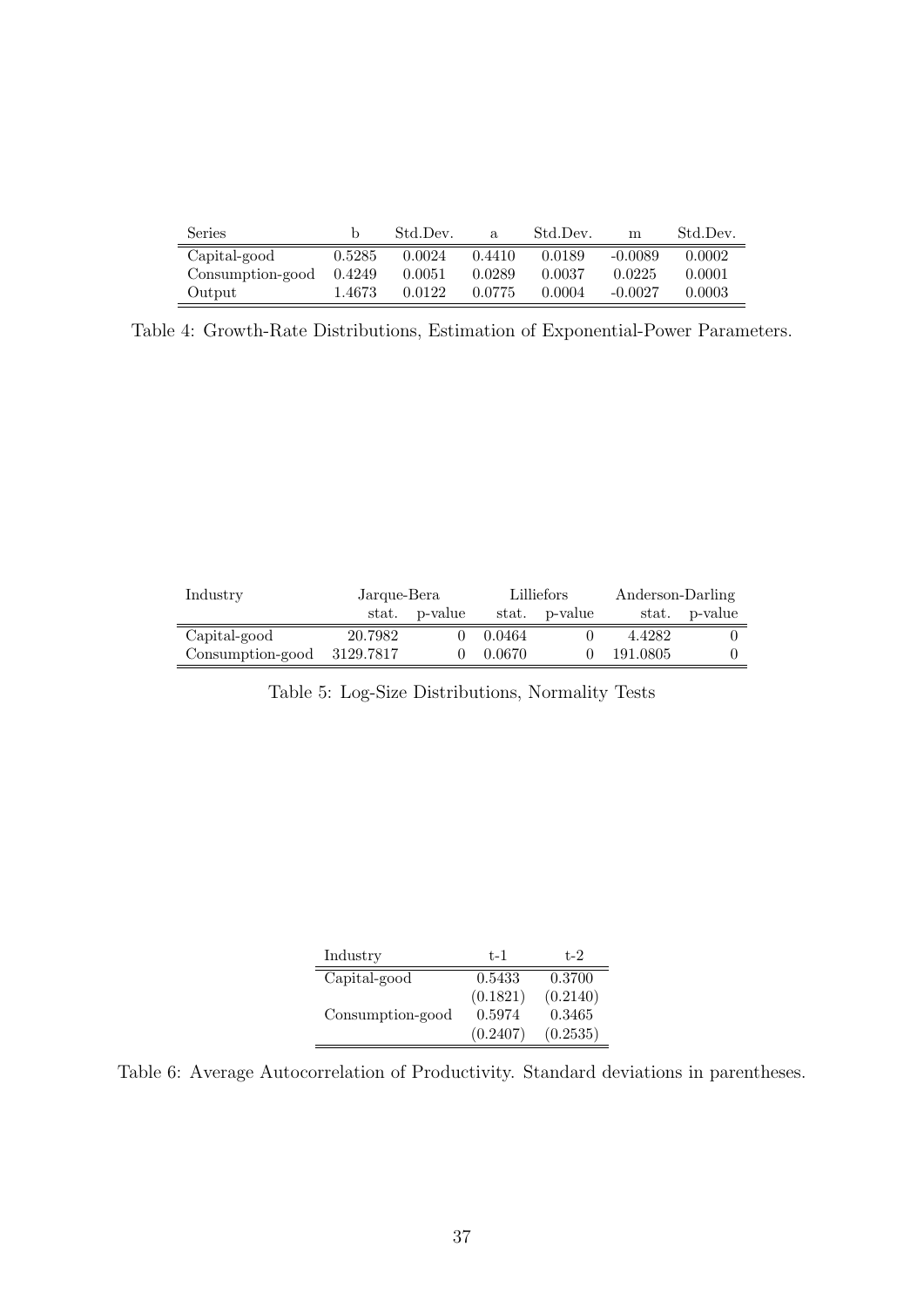| Series | b | Std.Dev. | a | Std.Dev. | m | Std.Dev. |
|---|---|---|---|---|---|---|
| Capital-good | 0.5285 | 0.0024 | 0.4410 | 0.0189 | -0.0089 | 0.0002 |
| Consumption-good | 0.4249 | 0.0051 | 0.0289 | 0.0037 | 0.0225 | 0.0001 |
| Output | 1.4673 | 0.0122 | 0.0775 | 0.0004 | -0.0027 | 0.0003 |

Table 4: Growth-Rate Distributions, Estimation of Exponential-Power Parameters.

| Industry | Jarque-Bera | | Lilliefors | | Anderson-Darling | |
|---|---|---|---|---|---|---|
| | stat. | p-value | stat. | p-value | stat. | p-value |
| Capital-good | 20.7982 | 0 | 0.0464 | 0 | 4.4282 | 0 |
| Consumption-good | 3129.7817 | 0 | 0.0670 | 0 | 191.0805 | 0 |

Table 5: Log-Size Distributions, Normality Tests

| Industry | t-1 | t-2 |
|---|---|---|
| Capital-good | 0.5433 | 0.3700 |
| | (0.1821) | (0.2140) |
| Consumption-good | 0.5974 | 0.3465 |
| | (0.2407) | (0.2535) |

Table 6: Average Autocorrelation of Productivity. Standard deviations in parentheses.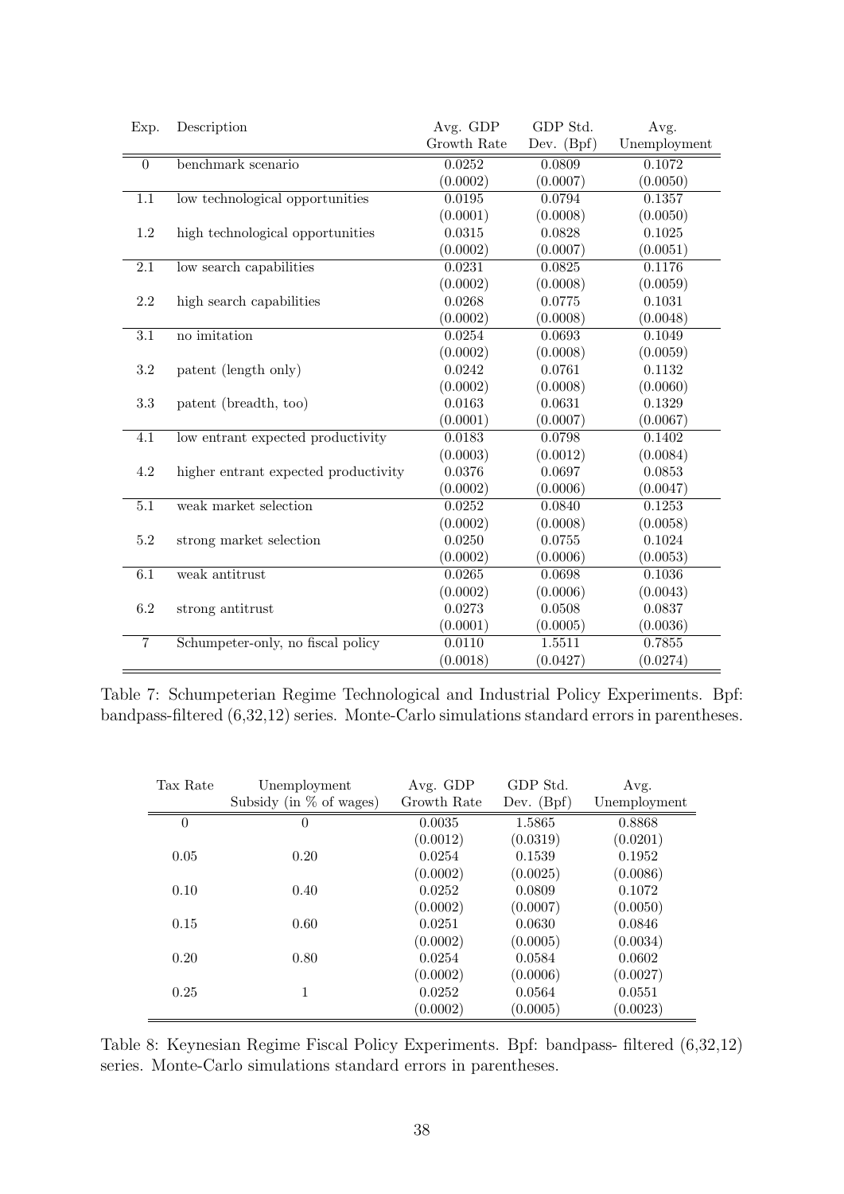| Exp. | Description | Avg. GDP Growth Rate | GDP Std. Dev. (Bpf) | Avg. Unemployment |
|---|---|---|---|---|
| 0 | benchmark scenario | 0.0252 | 0.0809 | 0.1072 |
| | | (0.0002) | (0.0007) | (0.0050) |
| 1.1 | low technological opportunities | 0.0195 | 0.0794 | 0.1357 |
| | | (0.0001) | (0.0008) | (0.0050) |
| 1.2 | high technological opportunities | 0.0315 | 0.0828 | 0.1025 |
| | | (0.0002) | (0.0007) | (0.0051) |
| 2.1 | low search capabilities | 0.0231 | 0.0825 | 0.1176 |
| | | (0.0002) | (0.0008) | (0.0059) |
| 2.2 | high search capabilities | 0.0268 | 0.0775 | 0.1031 |
| | | (0.0002) | (0.0008) | (0.0048) |
| 3.1 | no imitation | 0.0254 | 0.0693 | 0.1049 |
| | | (0.0002) | (0.0008) | (0.0059) |
| 3.2 | patent (length only) | 0.0242 | 0.0761 | 0.1132 |
| | | (0.0002) | (0.0008) | (0.0060) |
| 3.3 | patent (breadth, too) | 0.0163 | 0.0631 | 0.1329 |
| | | (0.0001) | (0.0007) | (0.0067) |
| 4.1 | low entrant expected productivity | 0.0183 | 0.0798 | 0.1402 |
| | | (0.0003) | (0.0012) | (0.0084) |
| 4.2 | higher entrant expected productivity | 0.0376 | 0.0697 | 0.0853 |
| | | (0.0002) | (0.0006) | (0.0047) |
| 5.1 | weak market selection | 0.0252 | 0.0840 | 0.1253 |
| | | (0.0002) | (0.0008) | (0.0058) |
| 5.2 | strong market selection | 0.0250 | 0.0755 | 0.1024 |
| | | (0.0002) | (0.0006) | (0.0053) |
| 6.1 | weak antitrust | 0.0265 | 0.0698 | 0.1036 |
| | | (0.0002) | (0.0006) | (0.0043) |
| 6.2 | strong antitrust | 0.0273 | 0.0508 | 0.0837 |
| | | (0.0001) | (0.0005) | (0.0036) |
| 7 | Schumpeter-only, no fiscal policy | 0.0110 | 1.5511 | 0.7855 |
| | | (0.0018) | (0.0427) | (0.0274) |

Table 7: Schumpeterian Regime Technological and Industrial Policy Experiments. Bpf: bandpass-filtered (6,32,12) series. Monte-Carlo simulations standard errors in parentheses.

| Tax Rate | Unemployment Subsidy (in % of wages) | Avg. GDP Growth Rate | GDP Std. Dev. (Bpf) | Avg. Unemployment |
|---|---|---|---|---|
| 0 | 0 | 0.0035 | 1.5865 | 0.8868 |
| | | (0.0012) | (0.0319) | (0.0201) |
| 0.05 | 0.20 | 0.0254 | 0.1539 | 0.1952 |
| | | (0.0002) | (0.0025) | (0.0086) |
| 0.10 | 0.40 | 0.0252 | 0.0809 | 0.1072 |
| | | (0.0002) | (0.0007) | (0.0050) |
| 0.15 | 0.60 | 0.0251 | 0.0630 | 0.0846 |
| | | (0.0002) | (0.0005) | (0.0034) |
| 0.20 | 0.80 | 0.0254 | 0.0584 | 0.0602 |
| | | (0.0002) | (0.0006) | (0.0027) |
| 0.25 | 1 | 0.0252 | 0.0564 | 0.0551 |
| | | (0.0002) | (0.0005) | (0.0023) |

Table 8: Keynesian Regime Fiscal Policy Experiments. Bpf: bandpass- filtered (6,32,12) series. Monte-Carlo simulations standard errors in parentheses.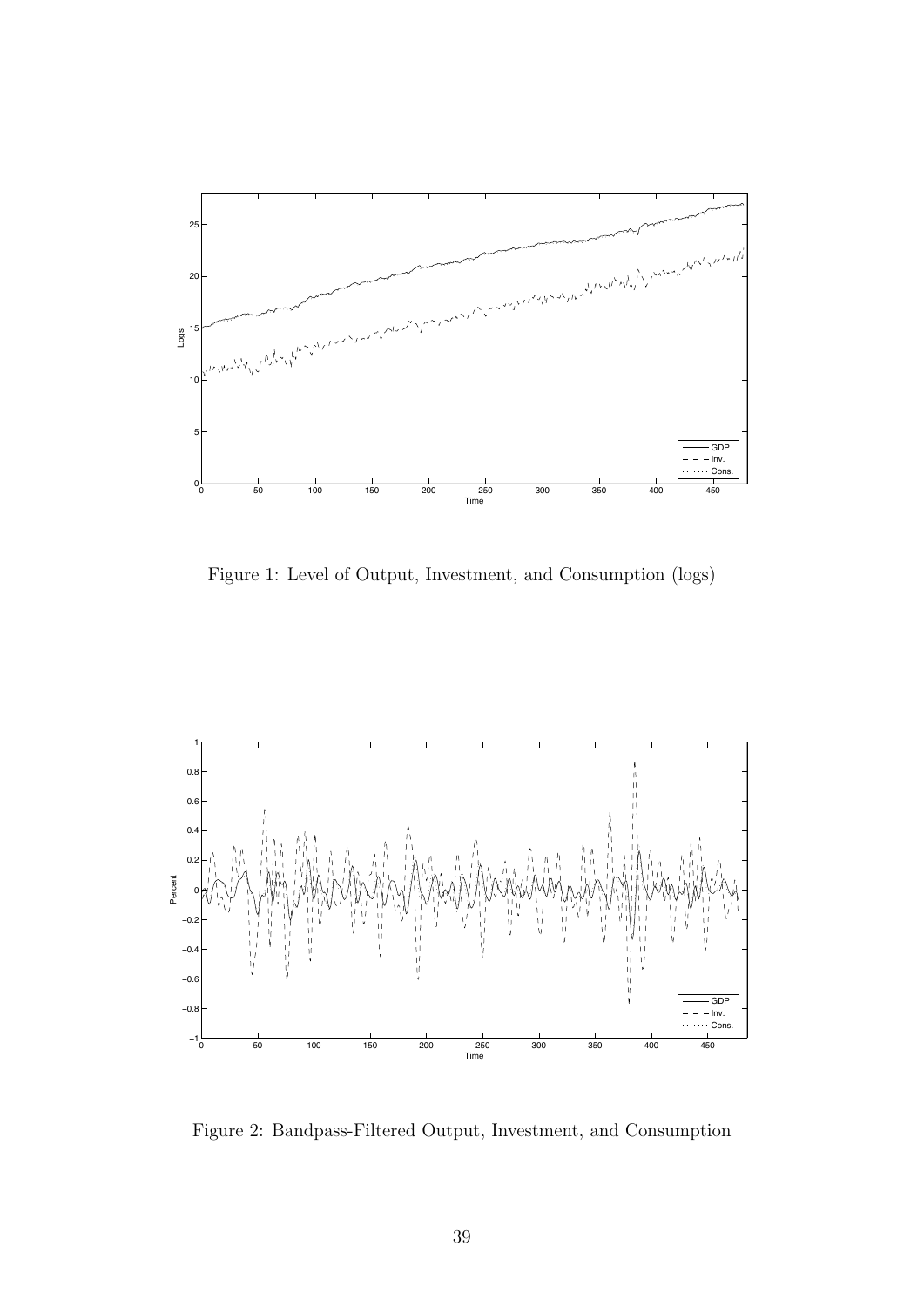Figure 1: Level of Output, Investment, and Consumption (logs)

Figure 2: Bandpass-Filtered Output, Investment, and Consumption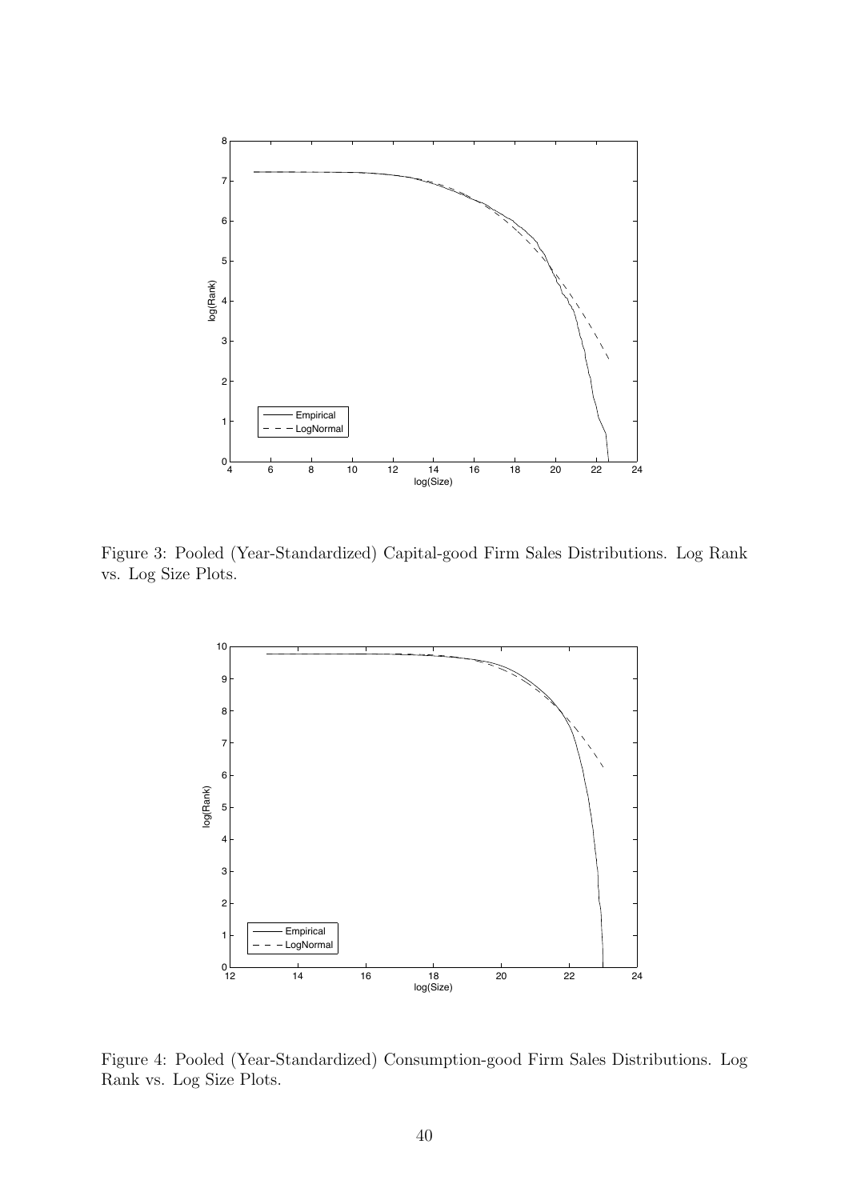Figure 3: Pooled (Year-Standardized) Capital-good Firm Sales Distributions. Log Rank vs. Log Size Plots.

Figure 4: Pooled (Year-Standardized) Consumption-good Firm Sales Distributions. Log Rank vs. Log Size Plots.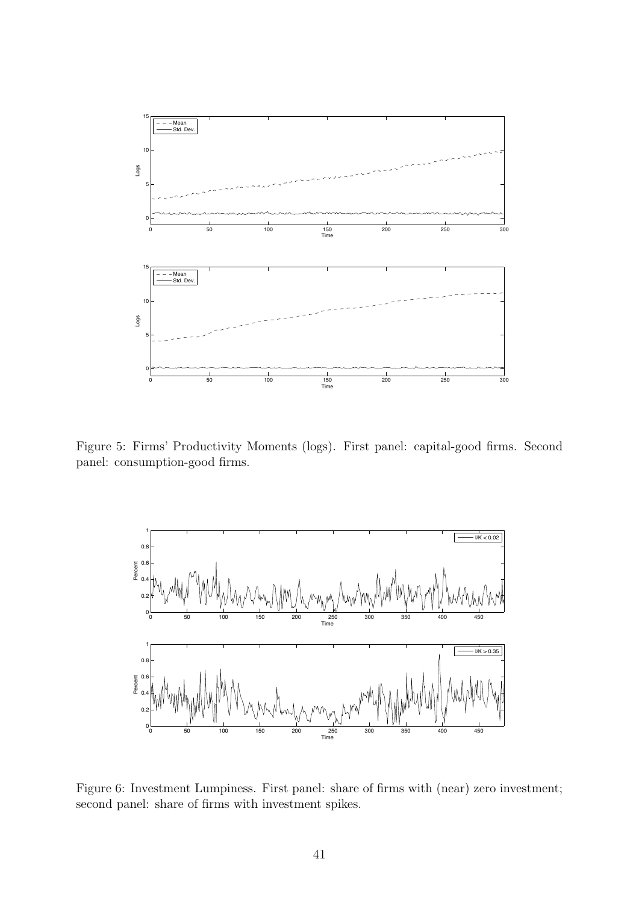Figure 5: Firms' Productivity Moments (logs). First panel: capital-good firms. Second panel: consumption-good firms.

Figure 6: Investment Lumpiness. First panel: share of firms with (near) zero investment; second panel: share of firms with investment spikes.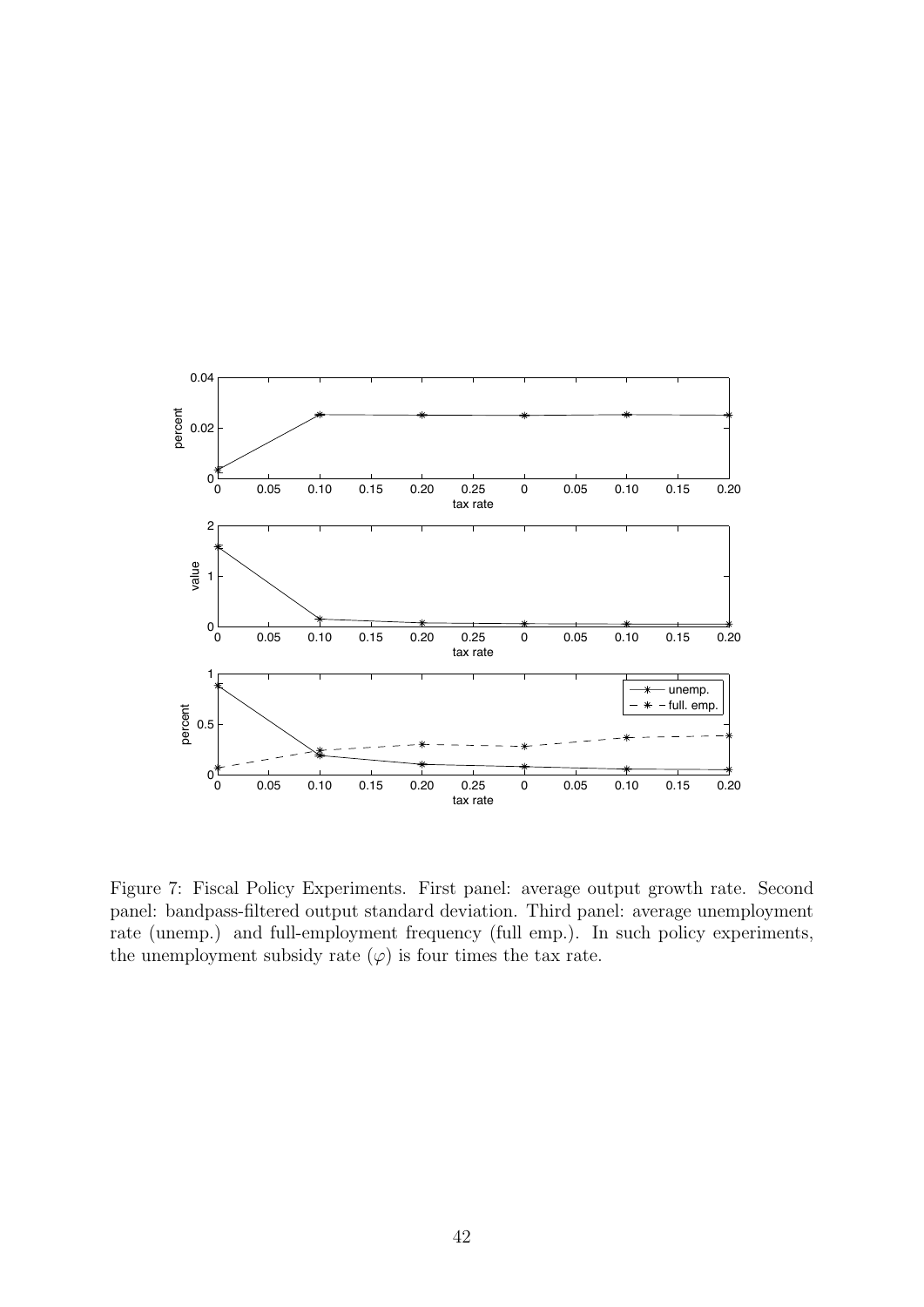0.04

percent

0.02

0

0 0.05 0.10 0.15 0.20 0.25 0 0.05 0.10 0.15 0.20

tax rate

2

value

1

0

0 0.05 0.10 0.15 0.20 0.25 0 0.05 0.10 0.15 0.20

tax rate

1

percent

0.5

0

0 0.05 0.10 0.15 0.20 0.25 0 0.05 0.10 0.15 0.20

tax rate

unemp.

full. emp.

Figure 7: Fiscal Policy Experiments. First panel: average output growth rate. Second panel: bandpass-filtered output standard deviation. Third panel: average unemployment rate (unemp.) and full-employment frequency (full emp.). In such policy experiments, the unemployment subsidy rate ($\varphi$) is four times the tax rate.